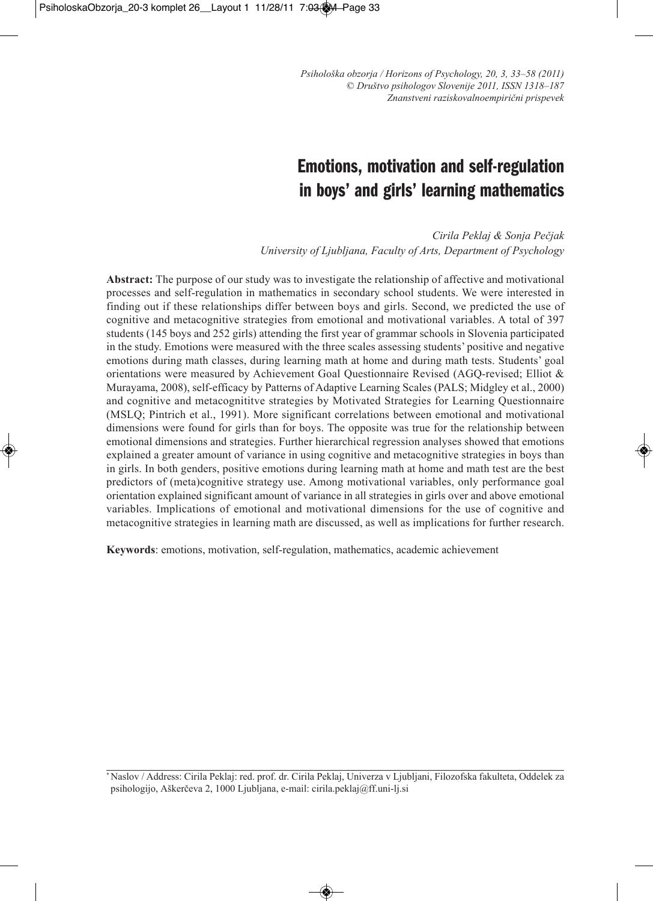*Psihološka obzorja / Horizons of Psychology, 20, 3, 33–58 (2011)*
*© Društvo psihologov Slovenije 2011, ISSN 1318–187*
*Znanstveni raziskovalnoempirični prispevek*

# Emotions, motivation and self-regulation in boys' and girls' learning mathematics

*Cirila Peklaj & Sonja Pečjak*
*University of Ljubljana, Faculty of Arts, Department of Psychology*

**Abstract:** The purpose of our study was to investigate the relationship of affective and motivational processes and self-regulation in mathematics in secondary school students. We were interested in finding out if these relationships differ between boys and girls. Second, we predicted the use of cognitive and metacognitive strategies from emotional and motivational variables. A total of 397 students (145 boys and 252 girls) attending the first year of grammar schools in Slovenia participated in the study. Emotions were measured with the three scales assessing students' positive and negative emotions during math classes, during learning math at home and during math tests. Students' goal orientations were measured by Achievement Goal Questionnaire Revised (AGQ-revised; Elliot & Murayama, 2008), self-efficacy by Patterns of Adaptive Learning Scales (PALS; Midgley et al., 2000) and cognitive and metacognititve strategies by Motivated Strategies for Learning Questionnaire (MSLQ; Pintrich et al., 1991). More significant correlations between emotional and motivational dimensions were found for girls than for boys. The opposite was true for the relationship between emotional dimensions and strategies. Further hierarchical regression analyses showed that emotions explained a greater amount of variance in using cognitive and metacognitive strategies in boys than in girls. In both genders, positive emotions during learning math at home and math test are the best predictors of (meta)cognitive strategy use. Among motivational variables, only performance goal orientation explained significant amount of variance in all strategies in girls over and above emotional variables. Implications of emotional and motivational dimensions for the use of cognitive and metacognitive strategies in learning math are discussed, as well as implications for further research.

**Keywords**: emotions, motivation, self-regulation, mathematics, academic achievement

---

* Naslov / Address: Cirila Peklaj: red. prof. dr. Cirila Peklaj, Univerza v Ljubljani, Filozofska fakulteta, Oddelek za psihologijo, Aškerčeva 2, 1000 Ljubljana, e-mail: cirila.peklaj@ff.uni-lj.si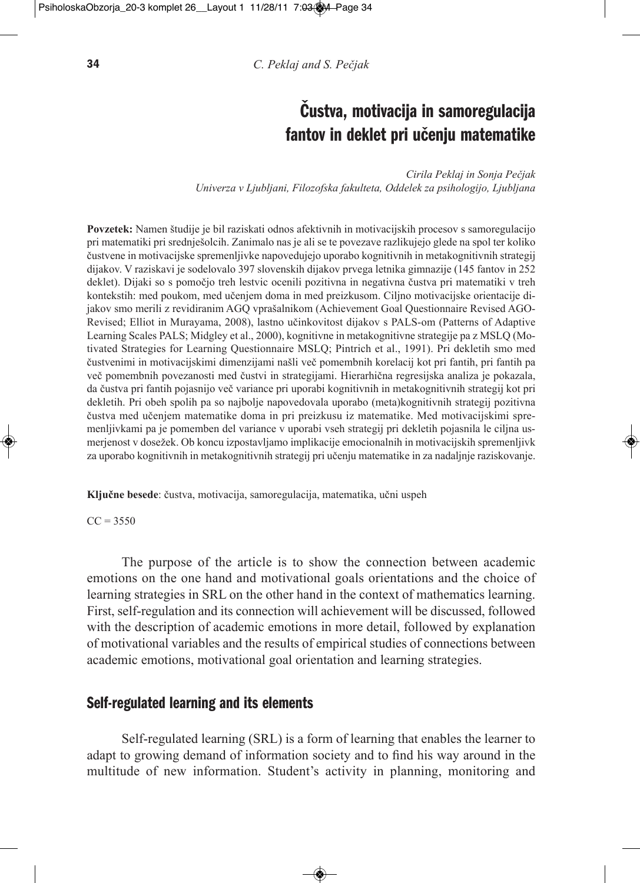# Čustva, motivacija in samoregulacija fantov in deklet pri učenju matematike

*Cirila Peklaj in Sonja Pečjak*
*Univerza v Ljubljani, Filozofska fakulteta, Oddelek za psihologijo, Ljubljana*

**Povzetek:** Namen študije je bil raziskati odnos afektivnih in motivacijskih procesov s samoregulacijo pri matematiki pri srednješolcih. Zanimalo nas je ali se te povezave razlikujejo glede na spol ter koliko čustvene in motivacijske spremenljivke napovedujejo uporabo kognitivnih in metakognitivnih strategij dijakov. V raziskavi je sodelovalo 397 slovenskih dijakov prvega letnika gimnazije (145 fantov in 252 deklet). Dijaki so s pomočjo treh lestvic ocenili pozitivna in negativna čustva pri matematiki v treh kontekstih: med poukom, med učenjem doma in med preizkusom. Ciljno motivacijske orientacije dijakov smo merili z revidiranim AGQ vprašalnikom (Achievement Goal Questionnaire Revised AGO-Revised; Elliot in Murayama, 2008), lastno učinkovitost dijakov s PALS-om (Patterns of Adaptive Learning Scales PALS; Midgley et al., 2000), kognitivne in metakognitivne strategije pa z MSLQ (Motivated Strategies for Learning Questionnaire MSLQ; Pintrich et al., 1991). Pri dekletih smo med čustvenimi in motivacijskimi dimenzijami našli več pomembnih korelacij kot pri fantih, pri fantih pa več pomembnih povezanosti med čustvi in strategijami. Hierarhična regresijska analiza je pokazala, da čustva pri fantih pojasnijo več variance pri uporabi kognitivnih in metakognitivnih strategij kot pri dekletih. Pri obeh spolih pa so najbolje napovedovala uporabo (meta)kognitivnih strategij pozitivna čustva med učenjem matematike doma in pri preizkusu iz matematike. Med motivacijskimi spremenljivkami pa je pomemben del variance v uporabi vseh strategij pri dekletih pojasnila le ciljna usmerjenost v dosežek. Ob koncu izpostavljamo implikacije emocionalnih in motivacijskih spremenljivk za uporabo kognitivnih in metakognitivnih strategij pri učenju matematike in za nadaljnje raziskovanje.

**Ključne besede**: čustva, motivacija, samoregulacija, matematika, učni uspeh

CC = 3550

The purpose of the article is to show the connection between academic emotions on the one hand and motivational goals orientations and the choice of learning strategies in SRL on the other hand in the context of mathematics learning. First, self-regulation and its connection will achievement will be discussed, followed with the description of academic emotions in more detail, followed by explanation of motivational variables and the results of empirical studies of connections between academic emotions, motivational goal orientation and learning strategies.

## Self-regulated learning and its elements

Self-regulated learning (SRL) is a form of learning that enables the learner to adapt to growing demand of information society and to find his way around in the multitude of new information. Student's activity in planning, monitoring and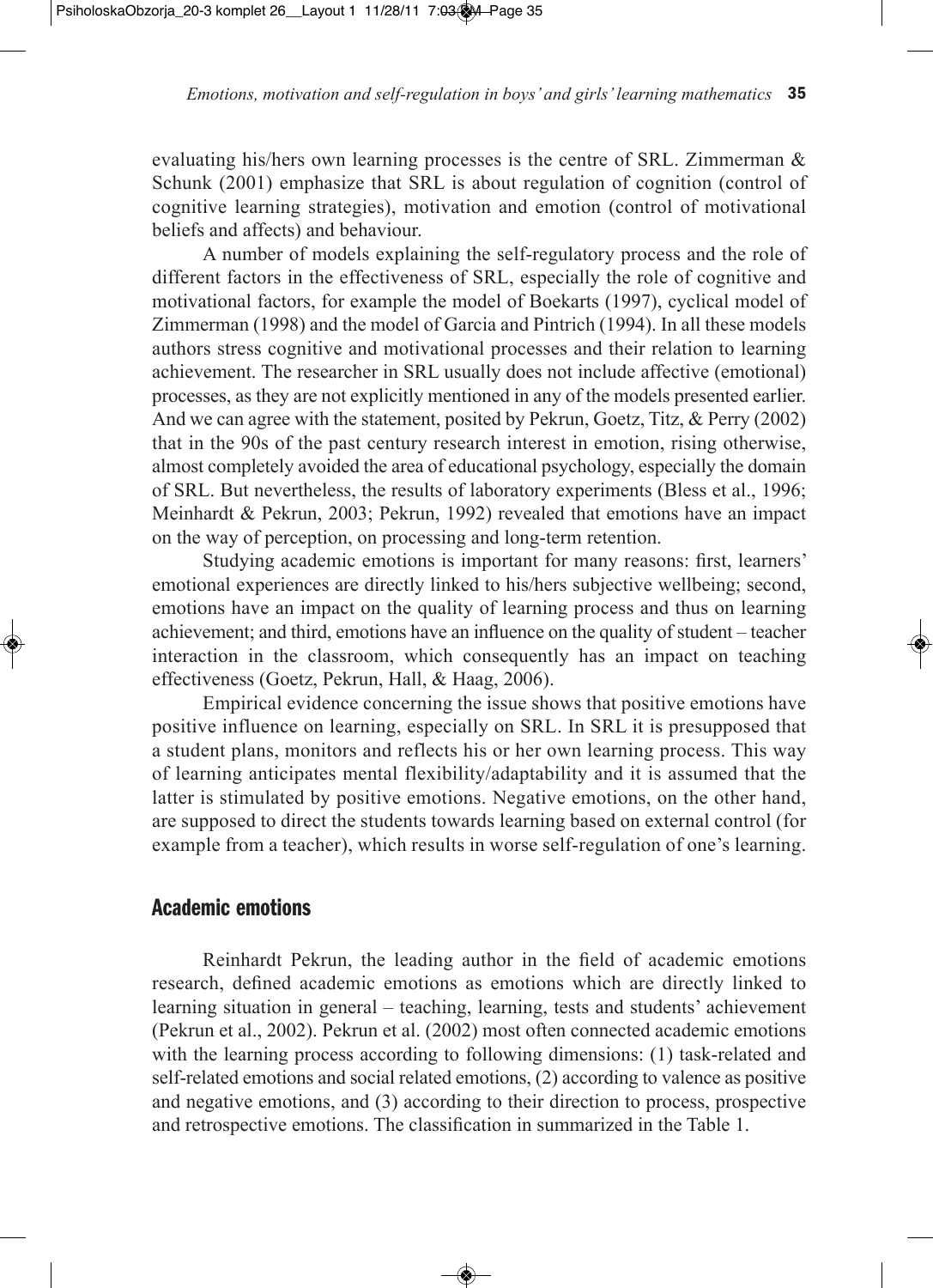evaluating his/hers own learning processes is the centre of SRL. Zimmerman & Schunk (2001) emphasize that SRL is about regulation of cognition (control of cognitive learning strategies), motivation and emotion (control of motivational beliefs and affects) and behaviour.

A number of models explaining the self-regulatory process and the role of different factors in the effectiveness of SRL, especially the role of cognitive and motivational factors, for example the model of Boekarts (1997), cyclical model of Zimmerman (1998) and the model of Garcia and Pintrich (1994). In all these models authors stress cognitive and motivational processes and their relation to learning achievement. The researcher in SRL usually does not include affective (emotional) processes, as they are not explicitly mentioned in any of the models presented earlier. And we can agree with the statement, posited by Pekrun, Goetz, Titz, & Perry (2002) that in the 90s of the past century research interest in emotion, rising otherwise, almost completely avoided the area of educational psychology, especially the domain of SRL. But nevertheless, the results of laboratory experiments (Bless et al., 1996; Meinhardt & Pekrun, 2003; Pekrun, 1992) revealed that emotions have an impact on the way of perception, on processing and long-term retention.

Studying academic emotions is important for many reasons: first, learners' emotional experiences are directly linked to his/hers subjective wellbeing; second, emotions have an impact on the quality of learning process and thus on learning achievement; and third, emotions have an influence on the quality of student – teacher interaction in the classroom, which consequently has an impact on teaching effectiveness (Goetz, Pekrun, Hall, & Haag, 2006).

Empirical evidence concerning the issue shows that positive emotions have positive influence on learning, especially on SRL. In SRL it is presupposed that a student plans, monitors and reflects his or her own learning process. This way of learning anticipates mental flexibility/adaptability and it is assumed that the latter is stimulated by positive emotions. Negative emotions, on the other hand, are supposed to direct the students towards learning based on external control (for example from a teacher), which results in worse self-regulation of one's learning.

## Academic emotions

Reinhardt Pekrun, the leading author in the field of academic emotions research, defined academic emotions as emotions which are directly linked to learning situation in general – teaching, learning, tests and students' achievement (Pekrun et al., 2002). Pekrun et al. (2002) most often connected academic emotions with the learning process according to following dimensions: (1) task-related and self-related emotions and social related emotions, (2) according to valence as positive and negative emotions, and (3) according to their direction to process, prospective and retrospective emotions. The classification in summarized in the Table 1.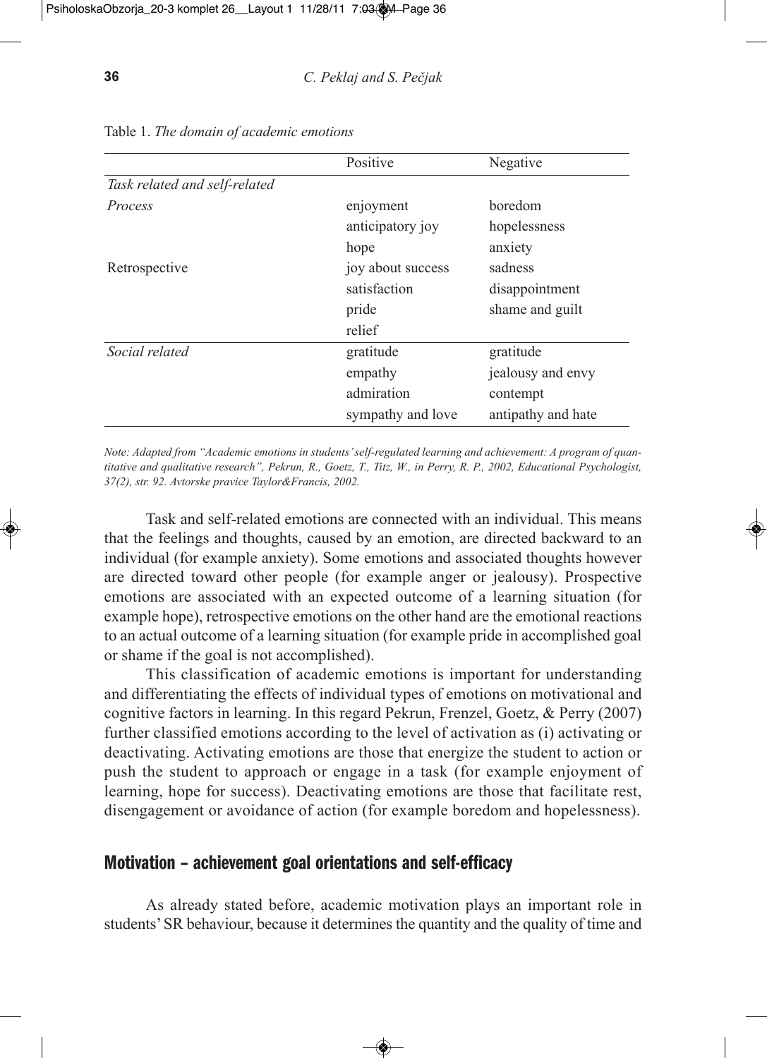Table 1. *The domain of academic emotions*

| | Positive | Negative |
|---|---|---|
| *Task related and self-related* | | |
| *Process* | enjoyment | boredom |
| | anticipatory joy | hopelessness |
| | hope | anxiety |
| Retrospective | joy about success | sadness |
| | satisfaction | disappointment |
| | pride | shame and guilt |
| | relief | |
| *Social related* | gratitude | gratitude |
| | empathy | jealousy and envy |
| | admiration | contempt |
| | sympathy and love | antipathy and hate |

*Note: Adapted from "Academic emotions in students' self-regulated learning and achievement: A program of quantitative and qualitative research", Pekrun, R., Goetz, T., Titz, W., in Perry, R. P., 2002, Educational Psychologist, 37(2), str. 92. Avtorske pravice Taylor&Francis, 2002.*

Task and self-related emotions are connected with an individual. This means that the feelings and thoughts, caused by an emotion, are directed backward to an individual (for example anxiety). Some emotions and associated thoughts however are directed toward other people (for example anger or jealousy). Prospective emotions are associated with an expected outcome of a learning situation (for example hope), retrospective emotions on the other hand are the emotional reactions to an actual outcome of a learning situation (for example pride in accomplished goal or shame if the goal is not accomplished).

This classification of academic emotions is important for understanding and differentiating the effects of individual types of emotions on motivational and cognitive factors in learning. In this regard Pekrun, Frenzel, Goetz, & Perry (2007) further classified emotions according to the level of activation as (i) activating or deactivating. Activating emotions are those that energize the student to action or push the student to approach or engage in a task (for example enjoyment of learning, hope for success). Deactivating emotions are those that facilitate rest, disengagement or avoidance of action (for example boredom and hopelessness).

## Motivation – achievement goal orientations and self-efficacy

As already stated before, academic motivation plays an important role in students' SR behaviour, because it determines the quantity and the quality of time and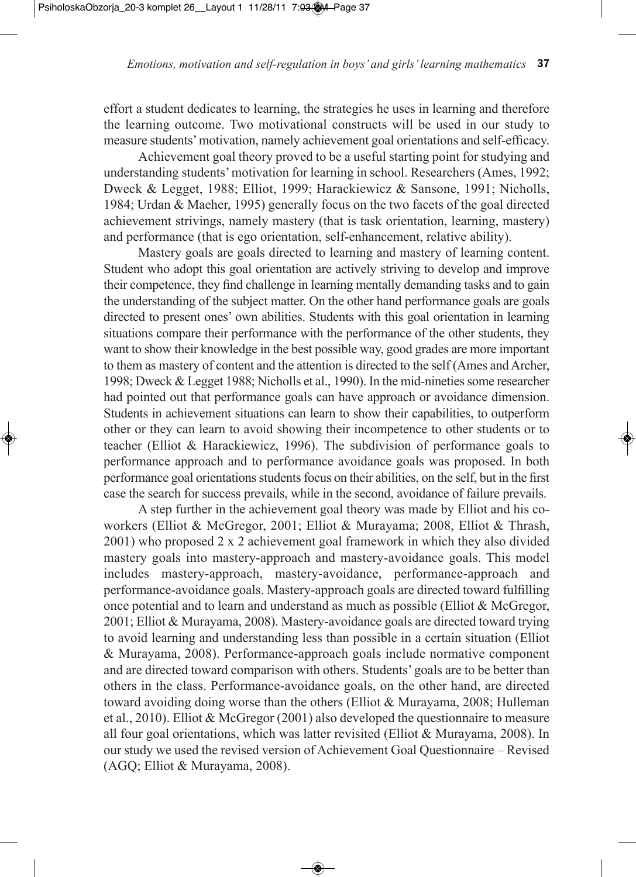effort a student dedicates to learning, the strategies he uses in learning and therefore the learning outcome. Two motivational constructs will be used in our study to measure students' motivation, namely achievement goal orientations and self-efficacy.

Achievement goal theory proved to be a useful starting point for studying and understanding students' motivation for learning in school. Researchers (Ames, 1992; Dweck & Legget, 1988; Elliot, 1999; Harackiewicz & Sansone, 1991; Nicholls, 1984; Urdan & Maeher, 1995) generally focus on the two facets of the goal directed achievement strivings, namely mastery (that is task orientation, learning, mastery) and performance (that is ego orientation, self-enhancement, relative ability).

Mastery goals are goals directed to learning and mastery of learning content. Student who adopt this goal orientation are actively striving to develop and improve their competence, they find challenge in learning mentally demanding tasks and to gain the understanding of the subject matter. On the other hand performance goals are goals directed to present ones' own abilities. Students with this goal orientation in learning situations compare their performance with the performance of the other students, they want to show their knowledge in the best possible way, good grades are more important to them as mastery of content and the attention is directed to the self (Ames and Archer, 1998; Dweck & Legget 1988; Nicholls et al., 1990). In the mid-nineties some researcher had pointed out that performance goals can have approach or avoidance dimension. Students in achievement situations can learn to show their capabilities, to outperform other or they can learn to avoid showing their incompetence to other students or to teacher (Elliot & Harackiewicz, 1996). The subdivision of performance goals to performance approach and to performance avoidance goals was proposed. In both performance goal orientations students focus on their abilities, on the self, but in the first case the search for success prevails, while in the second, avoidance of failure prevails.

A step further in the achievement goal theory was made by Elliot and his co-workers (Elliot & McGregor, 2001; Elliot & Murayama; 2008, Elliot & Thrash, 2001) who proposed 2 x 2 achievement goal framework in which they also divided mastery goals into mastery-approach and mastery-avoidance goals. This model includes mastery-approach, mastery-avoidance, performance-approach and performance-avoidance goals. Mastery-approach goals are directed toward fulfilling once potential and to learn and understand as much as possible (Elliot & McGregor, 2001; Elliot & Murayama, 2008). Mastery-avoidance goals are directed toward trying to avoid learning and understanding less than possible in a certain situation (Elliot & Murayama, 2008). Performance-approach goals include normative component and are directed toward comparison with others. Students' goals are to be better than others in the class. Performance-avoidance goals, on the other hand, are directed toward avoiding doing worse than the others (Elliot & Murayama, 2008; Hulleman et al., 2010). Elliot & McGregor (2001) also developed the questionnaire to measure all four goal orientations, which was latter revisited (Elliot & Murayama, 2008). In our study we used the revised version of Achievement Goal Questionnaire – Revised (AGQ; Elliot & Murayama, 2008).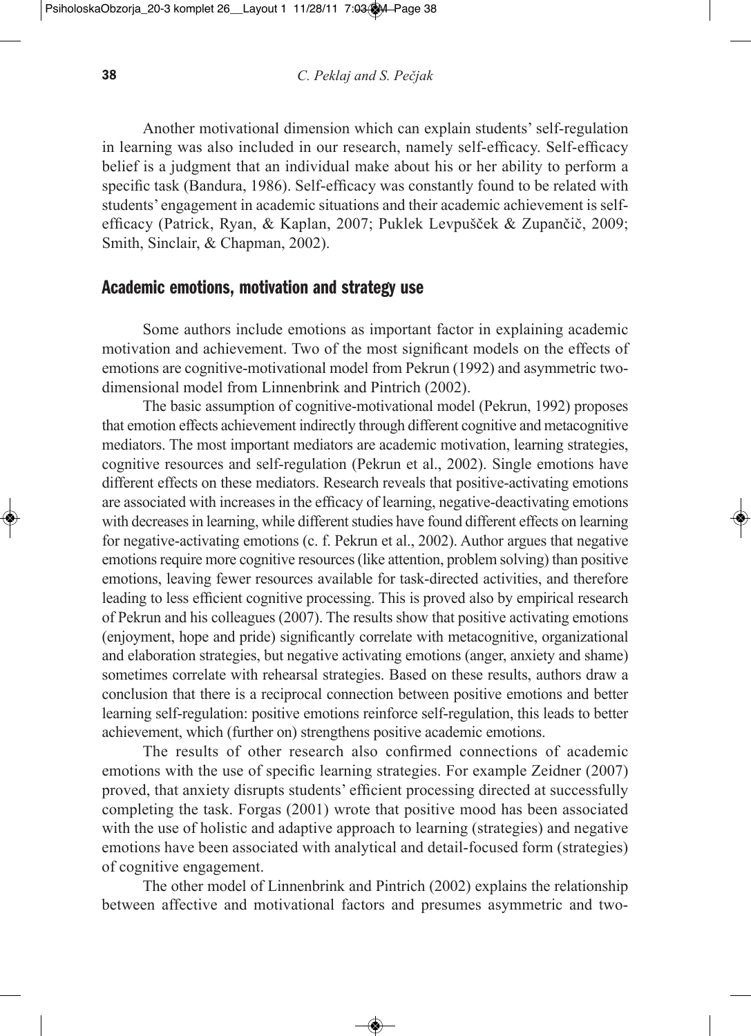Another motivational dimension which can explain students' self-regulation in learning was also included in our research, namely self-efficacy. Self-efficacy belief is a judgment that an individual make about his or her ability to perform a specific task (Bandura, 1986). Self-efficacy was constantly found to be related with students' engagement in academic situations and their academic achievement is self-efficacy (Patrick, Ryan, & Kaplan, 2007; Puklek Levpušček & Zupančič, 2009; Smith, Sinclair, & Chapman, 2002).

## Academic emotions, motivation and strategy use

Some authors include emotions as important factor in explaining academic motivation and achievement. Two of the most significant models on the effects of emotions are cognitive-motivational model from Pekrun (1992) and asymmetric two-dimensional model from Linnenbrink and Pintrich (2002).

The basic assumption of cognitive-motivational model (Pekrun, 1992) proposes that emotion effects achievement indirectly through different cognitive and metacognitive mediators. The most important mediators are academic motivation, learning strategies, cognitive resources and self-regulation (Pekrun et al., 2002). Single emotions have different effects on these mediators. Research reveals that positive-activating emotions are associated with increases in the efficacy of learning, negative-deactivating emotions with decreases in learning, while different studies have found different effects on learning for negative-activating emotions (c. f. Pekrun et al., 2002). Author argues that negative emotions require more cognitive resources (like attention, problem solving) than positive emotions, leaving fewer resources available for task-directed activities, and therefore leading to less efficient cognitive processing. This is proved also by empirical research of Pekrun and his colleagues (2007). The results show that positive activating emotions (enjoyment, hope and pride) significantly correlate with metacognitive, organizational and elaboration strategies, but negative activating emotions (anger, anxiety and shame) sometimes correlate with rehearsal strategies. Based on these results, authors draw a conclusion that there is a reciprocal connection between positive emotions and better learning self-regulation: positive emotions reinforce self-regulation, this leads to better achievement, which (further on) strengthens positive academic emotions.

The results of other research also confirmed connections of academic emotions with the use of specific learning strategies. For example Zeidner (2007) proved, that anxiety disrupts students' efficient processing directed at successfully completing the task. Forgas (2001) wrote that positive mood has been associated with the use of holistic and adaptive approach to learning (strategies) and negative emotions have been associated with analytical and detail-focused form (strategies) of cognitive engagement.

The other model of Linnenbrink and Pintrich (2002) explains the relationship between affective and motivational factors and presumes asymmetric and two-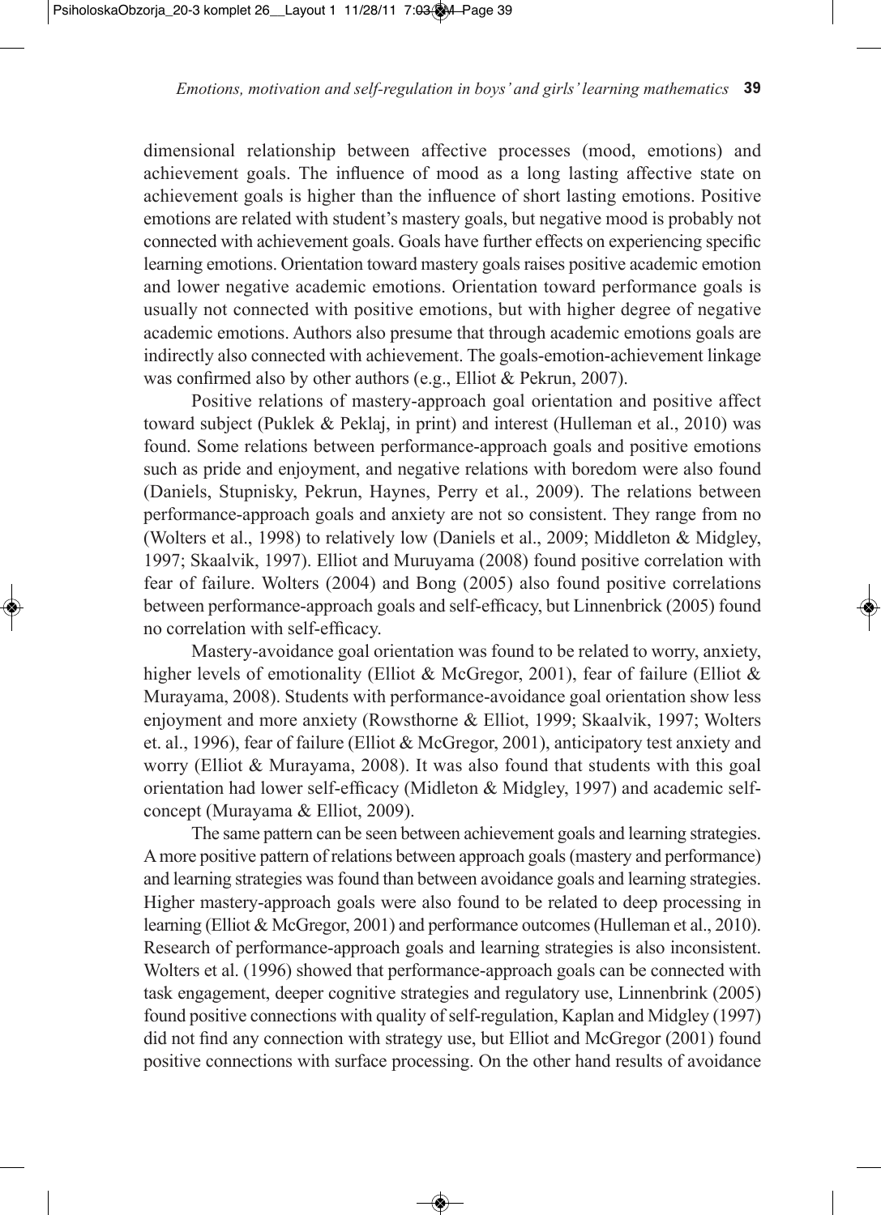dimensional relationship between affective processes (mood, emotions) and achievement goals. The influence of mood as a long lasting affective state on achievement goals is higher than the influence of short lasting emotions. Positive emotions are related with student's mastery goals, but negative mood is probably not connected with achievement goals. Goals have further effects on experiencing specific learning emotions. Orientation toward mastery goals raises positive academic emotion and lower negative academic emotions. Orientation toward performance goals is usually not connected with positive emotions, but with higher degree of negative academic emotions. Authors also presume that through academic emotions goals are indirectly also connected with achievement. The goals-emotion-achievement linkage was confirmed also by other authors (e.g., Elliot & Pekrun, 2007).

Positive relations of mastery-approach goal orientation and positive affect toward subject (Puklek & Peklaj, in print) and interest (Hulleman et al., 2010) was found. Some relations between performance-approach goals and positive emotions such as pride and enjoyment, and negative relations with boredom were also found (Daniels, Stupnisky, Pekrun, Haynes, Perry et al., 2009). The relations between performance-approach goals and anxiety are not so consistent. They range from no (Wolters et al., 1998) to relatively low (Daniels et al., 2009; Middleton & Midgley, 1997; Skaalvik, 1997). Elliot and Muruyama (2008) found positive correlation with fear of failure. Wolters (2004) and Bong (2005) also found positive correlations between performance-approach goals and self-efficacy, but Linnenbrick (2005) found no correlation with self-efficacy.

Mastery-avoidance goal orientation was found to be related to worry, anxiety, higher levels of emotionality (Elliot & McGregor, 2001), fear of failure (Elliot & Murayama, 2008). Students with performance-avoidance goal orientation show less enjoyment and more anxiety (Rowsthorne & Elliot, 1999; Skaalvik, 1997; Wolters et. al., 1996), fear of failure (Elliot & McGregor, 2001), anticipatory test anxiety and worry (Elliot & Murayama, 2008). It was also found that students with this goal orientation had lower self-efficacy (Midleton & Midgley, 1997) and academic self-concept (Murayama & Elliot, 2009).

The same pattern can be seen between achievement goals and learning strategies. A more positive pattern of relations between approach goals (mastery and performance) and learning strategies was found than between avoidance goals and learning strategies. Higher mastery-approach goals were also found to be related to deep processing in learning (Elliot & McGregor, 2001) and performance outcomes (Hulleman et al., 2010). Research of performance-approach goals and learning strategies is also inconsistent. Wolters et al. (1996) showed that performance-approach goals can be connected with task engagement, deeper cognitive strategies and regulatory use, Linnenbrink (2005) found positive connections with quality of self-regulation, Kaplan and Midgley (1997) did not find any connection with strategy use, but Elliot and McGregor (2001) found positive connections with surface processing. On the other hand results of avoidance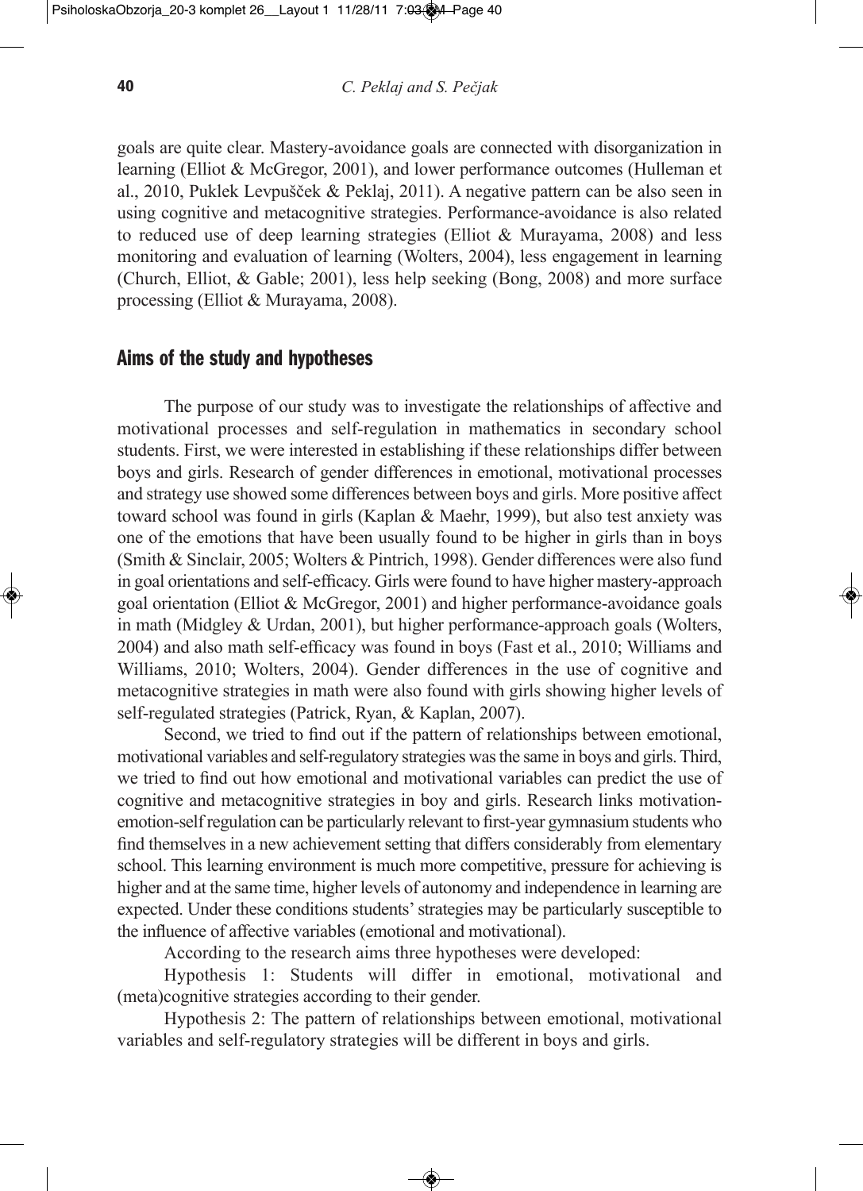goals are quite clear. Mastery-avoidance goals are connected with disorganization in learning (Elliot & McGregor, 2001), and lower performance outcomes (Hulleman et al., 2010, Puklek Levpušček & Peklaj, 2011). A negative pattern can be also seen in using cognitive and metacognitive strategies. Performance-avoidance is also related to reduced use of deep learning strategies (Elliot & Murayama, 2008) and less monitoring and evaluation of learning (Wolters, 2004), less engagement in learning (Church, Elliot, & Gable; 2001), less help seeking (Bong, 2008) and more surface processing (Elliot & Murayama, 2008).

## Aims of the study and hypotheses

The purpose of our study was to investigate the relationships of affective and motivational processes and self-regulation in mathematics in secondary school students. First, we were interested in establishing if these relationships differ between boys and girls. Research of gender differences in emotional, motivational processes and strategy use showed some differences between boys and girls. More positive affect toward school was found in girls (Kaplan & Maehr, 1999), but also test anxiety was one of the emotions that have been usually found to be higher in girls than in boys (Smith & Sinclair, 2005; Wolters & Pintrich, 1998). Gender differences were also fund in goal orientations and self-efficacy. Girls were found to have higher mastery-approach goal orientation (Elliot & McGregor, 2001) and higher performance-avoidance goals in math (Midgley & Urdan, 2001), but higher performance-approach goals (Wolters, 2004) and also math self-efficacy was found in boys (Fast et al., 2010; Williams and Williams, 2010; Wolters, 2004). Gender differences in the use of cognitive and metacognitive strategies in math were also found with girls showing higher levels of self-regulated strategies (Patrick, Ryan, & Kaplan, 2007).

Second, we tried to find out if the pattern of relationships between emotional, motivational variables and self-regulatory strategies was the same in boys and girls. Third, we tried to find out how emotional and motivational variables can predict the use of cognitive and metacognitive strategies in boy and girls. Research links motivation-emotion-self regulation can be particularly relevant to first-year gymnasium students who find themselves in a new achievement setting that differs considerably from elementary school. This learning environment is much more competitive, pressure for achieving is higher and at the same time, higher levels of autonomy and independence in learning are expected. Under these conditions students' strategies may be particularly susceptible to the influence of affective variables (emotional and motivational).

According to the research aims three hypotheses were developed:

Hypothesis 1: Students will differ in emotional, motivational and (meta)cognitive strategies according to their gender.

Hypothesis 2: The pattern of relationships between emotional, motivational variables and self-regulatory strategies will be different in boys and girls.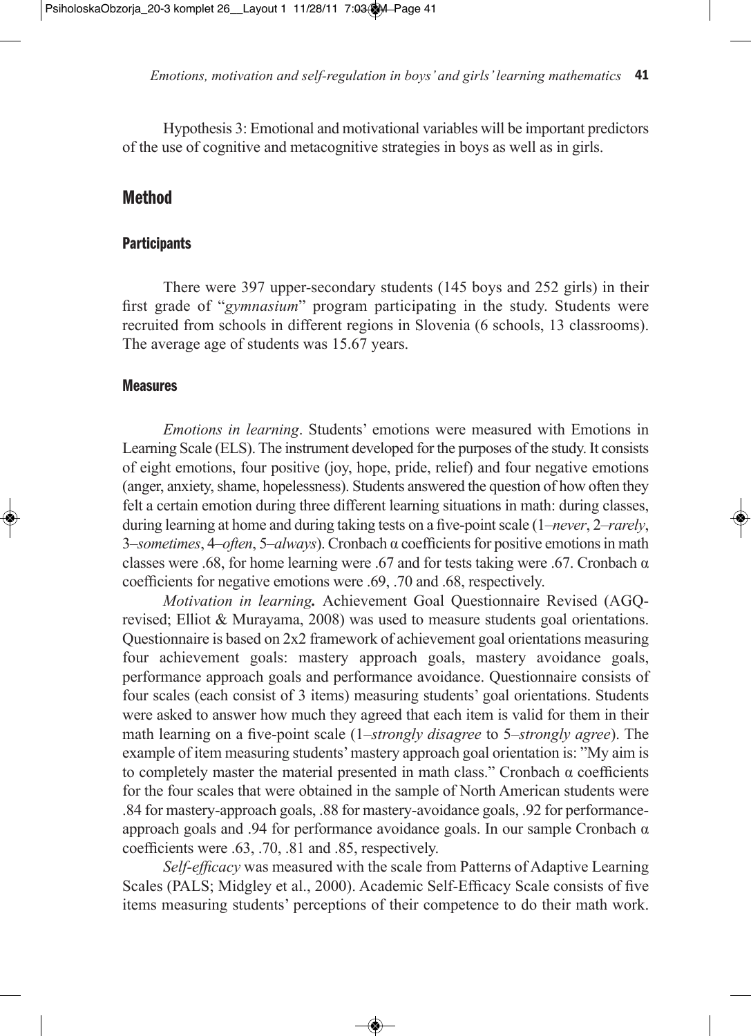Hypothesis 3: Emotional and motivational variables will be important predictors of the use of cognitive and metacognitive strategies in boys as well as in girls.

## Method

### Participants

There were 397 upper-secondary students (145 boys and 252 girls) in their first grade of "*gymnasium*" program participating in the study. Students were recruited from schools in different regions in Slovenia (6 schools, 13 classrooms). The average age of students was 15.67 years.

### Measures

*Emotions in learning*. Students' emotions were measured with Emotions in Learning Scale (ELS). The instrument developed for the purposes of the study. It consists of eight emotions, four positive (joy, hope, pride, relief) and four negative emotions (anger, anxiety, shame, hopelessness). Students answered the question of how often they felt a certain emotion during three different learning situations in math: during classes, during learning at home and during taking tests on a five-point scale (1–*never*, 2–*rarely*, 3–*sometimes*, 4–*often*, 5–*always*). Cronbach α coefficients for positive emotions in math classes were .68, for home learning were .67 and for tests taking were .67. Cronbach α coefficients for negative emotions were .69, .70 and .68, respectively.

*Motivation in learning***.** Achievement Goal Questionnaire Revised (AGQ-revised; Elliot & Murayama, 2008) was used to measure students goal orientations. Questionnaire is based on 2x2 framework of achievement goal orientations measuring four achievement goals: mastery approach goals, mastery avoidance goals, performance approach goals and performance avoidance. Questionnaire consists of four scales (each consist of 3 items) measuring students' goal orientations. Students were asked to answer how much they agreed that each item is valid for them in their math learning on a five-point scale (1–*strongly disagree* to 5–*strongly agree*). The example of item measuring students' mastery approach goal orientation is: "My aim is to completely master the material presented in math class." Cronbach α coefficients for the four scales that were obtained in the sample of North American students were .84 for mastery-approach goals, .88 for mastery-avoidance goals, .92 for performance-approach goals and .94 for performance avoidance goals. In our sample Cronbach α coefficients were .63, .70, .81 and .85, respectively.

*Self-efficacy* was measured with the scale from Patterns of Adaptive Learning Scales (PALS; Midgley et al., 2000). Academic Self-Efficacy Scale consists of five items measuring students' perceptions of their competence to do their math work.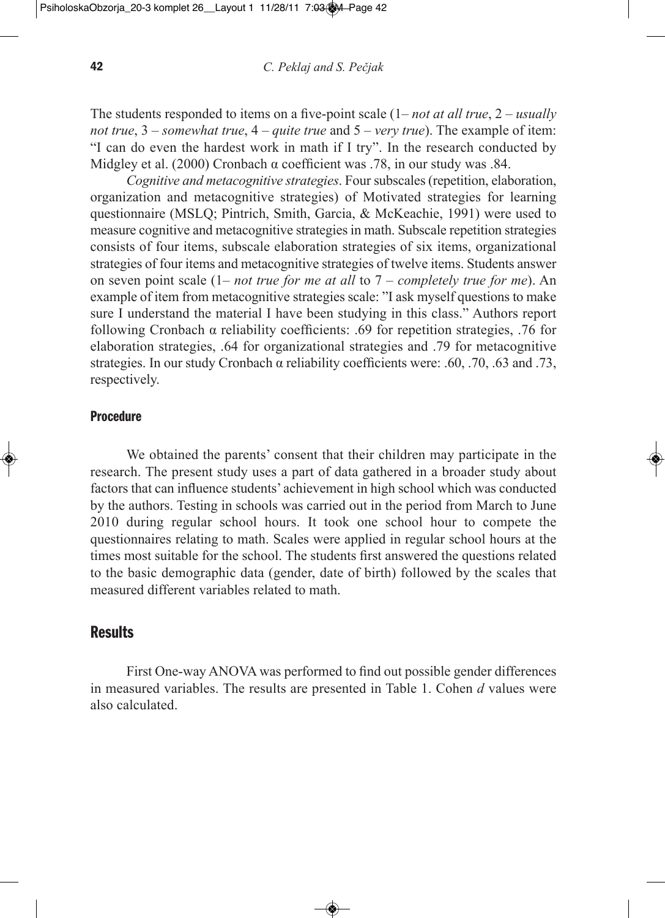The students responded to items on a five-point scale (1– *not at all true*, 2 – *usually not true*, 3 – *somewhat true*, 4 – *quite true* and 5 – *very true*). The example of item: "I can do even the hardest work in math if I try". In the research conducted by Midgley et al. (2000) Cronbach α coefficient was .78, in our study was .84.

*Cognitive and metacognitive strategies*. Four subscales (repetition, elaboration, organization and metacognitive strategies) of Motivated strategies for learning questionnaire (MSLQ; Pintrich, Smith, Garcia, & McKeachie, 1991) were used to measure cognitive and metacognitive strategies in math. Subscale repetition strategies consists of four items, subscale elaboration strategies of six items, organizational strategies of four items and metacognitive strategies of twelve items. Students answer on seven point scale (1– *not true for me at all* to 7 – *completely true for me*). An example of item from metacognitive strategies scale: "I ask myself questions to make sure I understand the material I have been studying in this class." Authors report following Cronbach α reliability coefficients: .69 for repetition strategies, .76 for elaboration strategies, .64 for organizational strategies and .79 for metacognitive strategies. In our study Cronbach α reliability coefficients were: .60, .70, .63 and .73, respectively.

### Procedure

We obtained the parents' consent that their children may participate in the research. The present study uses a part of data gathered in a broader study about factors that can influence students' achievement in high school which was conducted by the authors. Testing in schools was carried out in the period from March to June 2010 during regular school hours. It took one school hour to compete the questionnaires relating to math. Scales were applied in regular school hours at the times most suitable for the school. The students first answered the questions related to the basic demographic data (gender, date of birth) followed by the scales that measured different variables related to math.

## Results

First One-way ANOVA was performed to find out possible gender differences in measured variables. The results are presented in Table 1. Cohen *d* values were also calculated.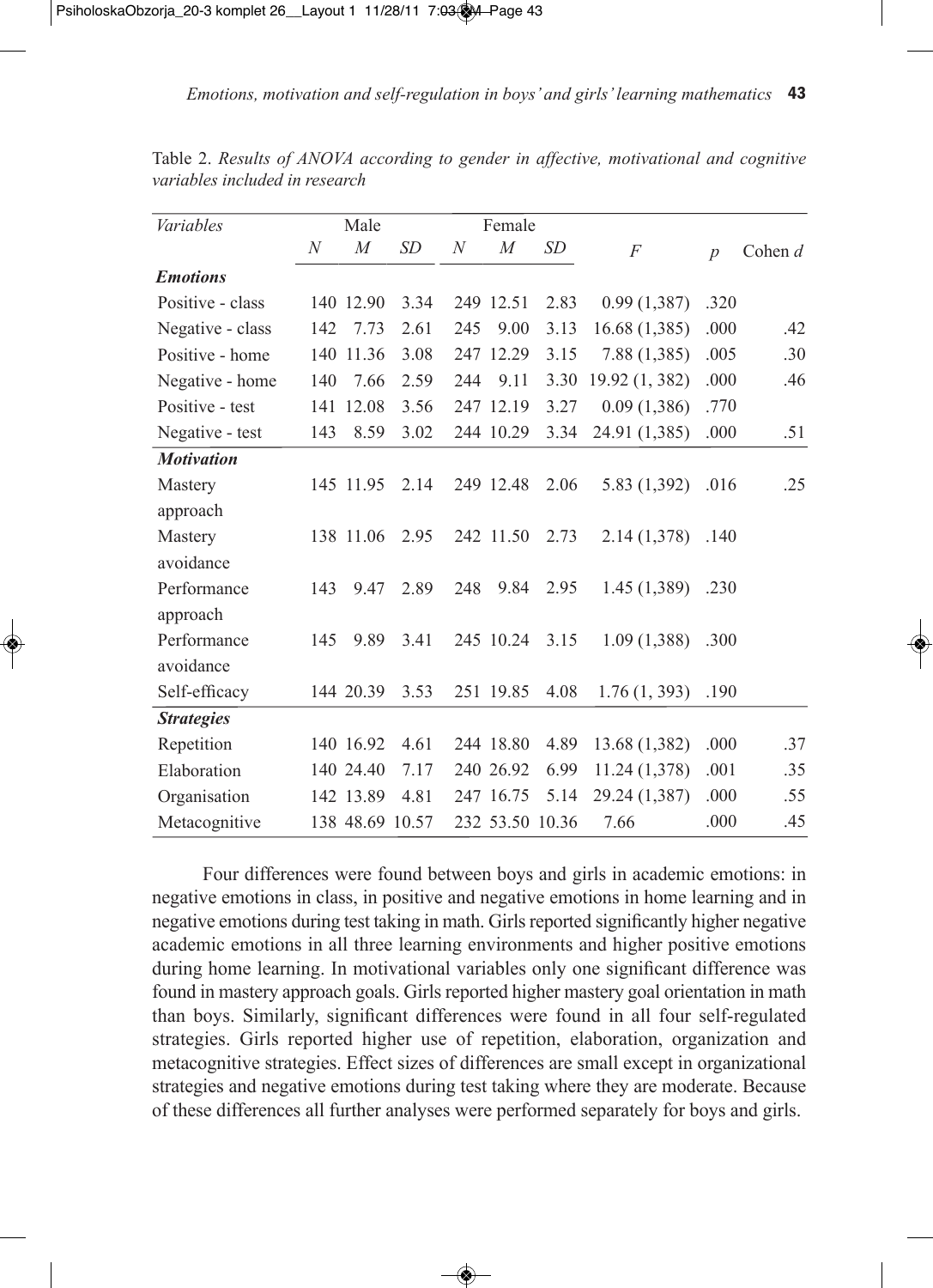Table 2. *Results of ANOVA according to gender in affective, motivational and cognitive variables included in research*

| *Variables* | Male | | | Female | | | | | |
|---|---|---|---|---|---|---|---|---|---|
| | *N* | *M* | *SD* | *N* | *M* | *SD* | *F* | *p* | Cohen *d* |
| ***Emotions*** | | | | | | | | | |
| Positive - class | 140 | 12.90 | 3.34 | 249 | 12.51 | 2.83 | 0.99 (1,387) | .320 | |
| Negative - class | 142 | 7.73 | 2.61 | 245 | 9.00 | 3.13 | 16.68 (1,385) | .000 | .42 |
| Positive - home | 140 | 11.36 | 3.08 | 247 | 12.29 | 3.15 | 7.88 (1,385) | .005 | .30 |
| Negative - home | 140 | 7.66 | 2.59 | 244 | 9.11 | 3.30 | 19.92 (1, 382) | .000 | .46 |
| Positive - test | 141 | 12.08 | 3.56 | 247 | 12.19 | 3.27 | 0.09 (1,386) | .770 | |
| Negative - test | 143 | 8.59 | 3.02 | 244 | 10.29 | 3.34 | 24.91 (1,385) | .000 | .51 |
| ***Motivation*** | | | | | | | | | |
| Mastery approach | 145 | 11.95 | 2.14 | 249 | 12.48 | 2.06 | 5.83 (1,392) | .016 | .25 |
| Mastery avoidance | 138 | 11.06 | 2.95 | 242 | 11.50 | 2.73 | 2.14 (1,378) | .140 | |
| Performance approach | 143 | 9.47 | 2.89 | 248 | 9.84 | 2.95 | 1.45 (1,389) | .230 | |
| Performance avoidance | 145 | 9.89 | 3.41 | 245 | 10.24 | 3.15 | 1.09 (1,388) | .300 | |
| Self-efficacy | 144 | 20.39 | 3.53 | 251 | 19.85 | 4.08 | 1.76 (1, 393) | .190 | |
| ***Strategies*** | | | | | | | | | |
| Repetition | 140 | 16.92 | 4.61 | 244 | 18.80 | 4.89 | 13.68 (1,382) | .000 | .37 |
| Elaboration | 140 | 24.40 | 7.17 | 240 | 26.92 | 6.99 | 11.24 (1,378) | .001 | .35 |
| Organisation | 142 | 13.89 | 4.81 | 247 | 16.75 | 5.14 | 29.24 (1,387) | .000 | .55 |
| Metacognitive | 138 | 48.69 | 10.57 | 232 | 53.50 | 10.36 | 7.66 | .000 | .45 |

Four differences were found between boys and girls in academic emotions: in negative emotions in class, in positive and negative emotions in home learning and in negative emotions during test taking in math. Girls reported significantly higher negative academic emotions in all three learning environments and higher positive emotions during home learning. In motivational variables only one significant difference was found in mastery approach goals. Girls reported higher mastery goal orientation in math than boys. Similarly, significant differences were found in all four self-regulated strategies. Girls reported higher use of repetition, elaboration, organization and metacognitive strategies. Effect sizes of differences are small except in organizational strategies and negative emotions during test taking where they are moderate. Because of these differences all further analyses were performed separately for boys and girls.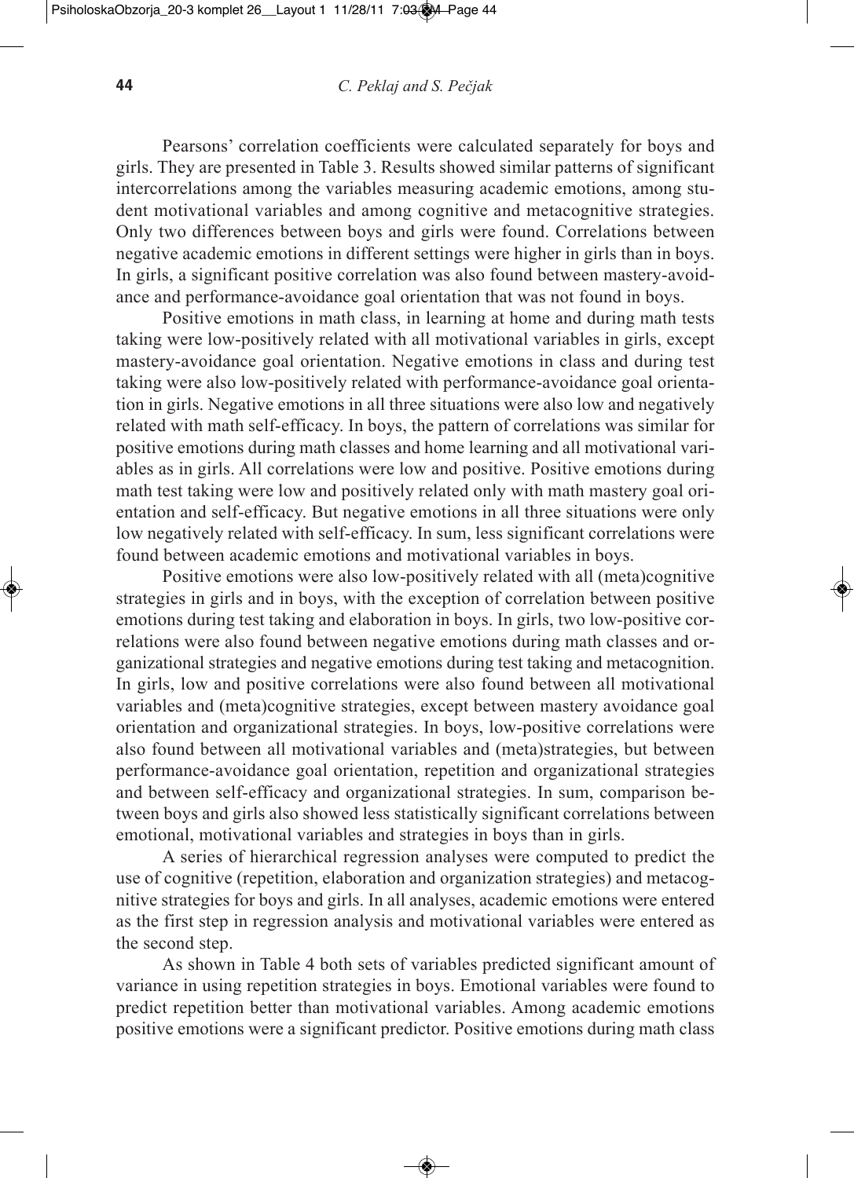Pearsons' correlation coefficients were calculated separately for boys and girls. They are presented in Table 3. Results showed similar patterns of significant intercorrelations among the variables measuring academic emotions, among student motivational variables and among cognitive and metacognitive strategies. Only two differences between boys and girls were found. Correlations between negative academic emotions in different settings were higher in girls than in boys. In girls, a significant positive correlation was also found between mastery-avoidance and performance-avoidance goal orientation that was not found in boys.

Positive emotions in math class, in learning at home and during math tests taking were low-positively related with all motivational variables in girls, except mastery-avoidance goal orientation. Negative emotions in class and during test taking were also low-positively related with performance-avoidance goal orientation in girls. Negative emotions in all three situations were also low and negatively related with math self-efficacy. In boys, the pattern of correlations was similar for positive emotions during math classes and home learning and all motivational variables as in girls. All correlations were low and positive. Positive emotions during math test taking were low and positively related only with math mastery goal orientation and self-efficacy. But negative emotions in all three situations were only low negatively related with self-efficacy. In sum, less significant correlations were found between academic emotions and motivational variables in boys.

Positive emotions were also low-positively related with all (meta)cognitive strategies in girls and in boys, with the exception of correlation between positive emotions during test taking and elaboration in boys. In girls, two low-positive correlations were also found between negative emotions during math classes and organizational strategies and negative emotions during test taking and metacognition. In girls, low and positive correlations were also found between all motivational variables and (meta)cognitive strategies, except between mastery avoidance goal orientation and organizational strategies. In boys, low-positive correlations were also found between all motivational variables and (meta)strategies, but between performance-avoidance goal orientation, repetition and organizational strategies and between self-efficacy and organizational strategies. In sum, comparison between boys and girls also showed less statistically significant correlations between emotional, motivational variables and strategies in boys than in girls.

A series of hierarchical regression analyses were computed to predict the use of cognitive (repetition, elaboration and organization strategies) and metacognitive strategies for boys and girls. In all analyses, academic emotions were entered as the first step in regression analysis and motivational variables were entered as the second step.

As shown in Table 4 both sets of variables predicted significant amount of variance in using repetition strategies in boys. Emotional variables were found to predict repetition better than motivational variables. Among academic emotions positive emotions were a significant predictor. Positive emotions during math class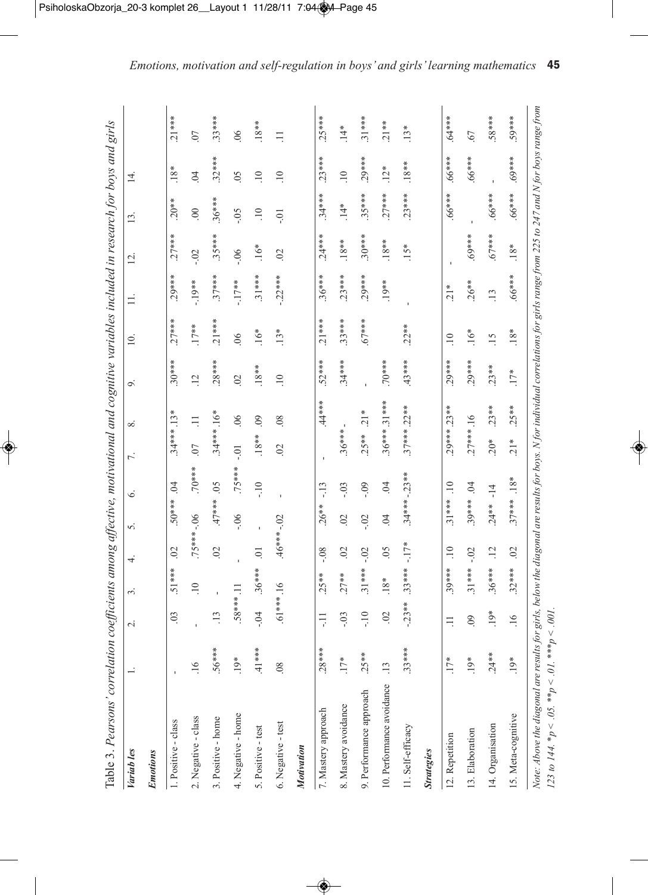Table 3. *Pearsons' correlation coefficients among affective, motivational and cognitive variables included in research for boys and girls*

| *Variables* | 1. | 2. | 3. | 4. | 5. | 6. | 7. | 8. | 9. | 10. | 11. | 12. | 13. | 14. | |
|---|---|---|---|---|---|---|---|---|---|---|---|---|---|---|---|
| ***Emotions*** | | | | | | | | | | | | | | | |
| 1. Positive - class | - | .03 | .51*** | .02 | .50*** | .04 | .34*** | .13* | .30*** | .27*** | .29*** | .27*** | .20** | .18* | .21*** |
| 2. Negative - class | .16 | - | .10 | .75*** | -.06 | .70*** | .07 | .11 | .12 | .17** | -.19** | -.02 | .00 | .04 | .07 |
| 3. Positive - home | .56*** | .13 | - | .02 | .47*** | .05 | .34*** | .16* | .28*** | .21*** | .37*** | .35*** | .36*** | .32*** | .33*** |
| 4. Negative - home | .19* | .58*** | .11 | - | -.06 | .75*** | -.01 | .06 | .02 | .06 | -.17** | -.06 | -.05 | .05 | .06 |
| 5. Positive - test | .41*** | -.04 | .36*** | .01 | - | -.10 | .18** | .09 | .18** | .16* | .31*** | .16* | .10 | .10 | .18** |
| 6. Negative - test | .08 | .61*** | .16 | .46*** | -.02 | - | .02 | .08 | .10 | .13* | -.22*** | .02 | -.01 | .10 | .11 |
| ***Motivation*** | | | | | | | | | | | | | | | |
| 7. Mastery approach | .28*** | -.11 | .25** | -.08 | .26** | -.13 | - | .44*** | .52*** | .21*** | .36*** | .24*** | .34*** | .23*** | .25*** |
| 8. Mastery avoidance | .17* | -.03 | .27** | .02 | .02 | -.03 | .36*** | - | .34*** | .33*** | .23*** | .18** | .14* | .10 | .14* |
| 9. Performance approach | .25** | -.10 | .31*** | -.02 | -.02 | -.09 | .25** | .21* | - | .67*** | .29*** | .30*** | .35*** | .29*** | .31*** |
| 10. Performance avoidance | .13 | .02 | .18* | .05 | .04 | .04 | .36*** | .31*** | .70*** | | .19** | .18** | .27*** | .12* | .21** |
| 11. Self-efficacy | .33*** | -.23** | .33*** | -.17* | .34*** | -.23** | .37*** | .22** | .43*** | .22** | - | .15* | .23*** | .18** | .13* |
| ***Strategies*** | | | | | | | | | | | | | | | |
| 12. Repetition | .17* | .11 | .39*** | .10 | .31*** | .10 | .29*** | .23** | .29*** | .10 | .21* | - | .66*** | .66*** | .64*** |
| 13. Elaboration | .19* | .09 | .31*** | -.02 | .39*** | .04 | .27*** | .16 | .29*** | .16* | .26** | .69*** | - | .66*** | .67 |
| 14. Organisation | .24** | .19* | .36*** | .12 | .24** | -14 | .20* | .23** | .23** | .15 | .13 | .67*** | .66*** | - | .58*** |
| 15. Meta-cognitive | .19* | .16 | .32*** | .02 | .37*** | .18* | .21* | .25** | .17* | .18* | .66*** | .18* | .66*** | .69*** | .59*** |

*Note*: Above the diagonal are results for girls, below the diagonal are results for boys. N for individual correlations for girls range from 225 to 247 and N for boys range from 123 to 144. *$p < .05$. **$p < .01$. ***$p < .001$.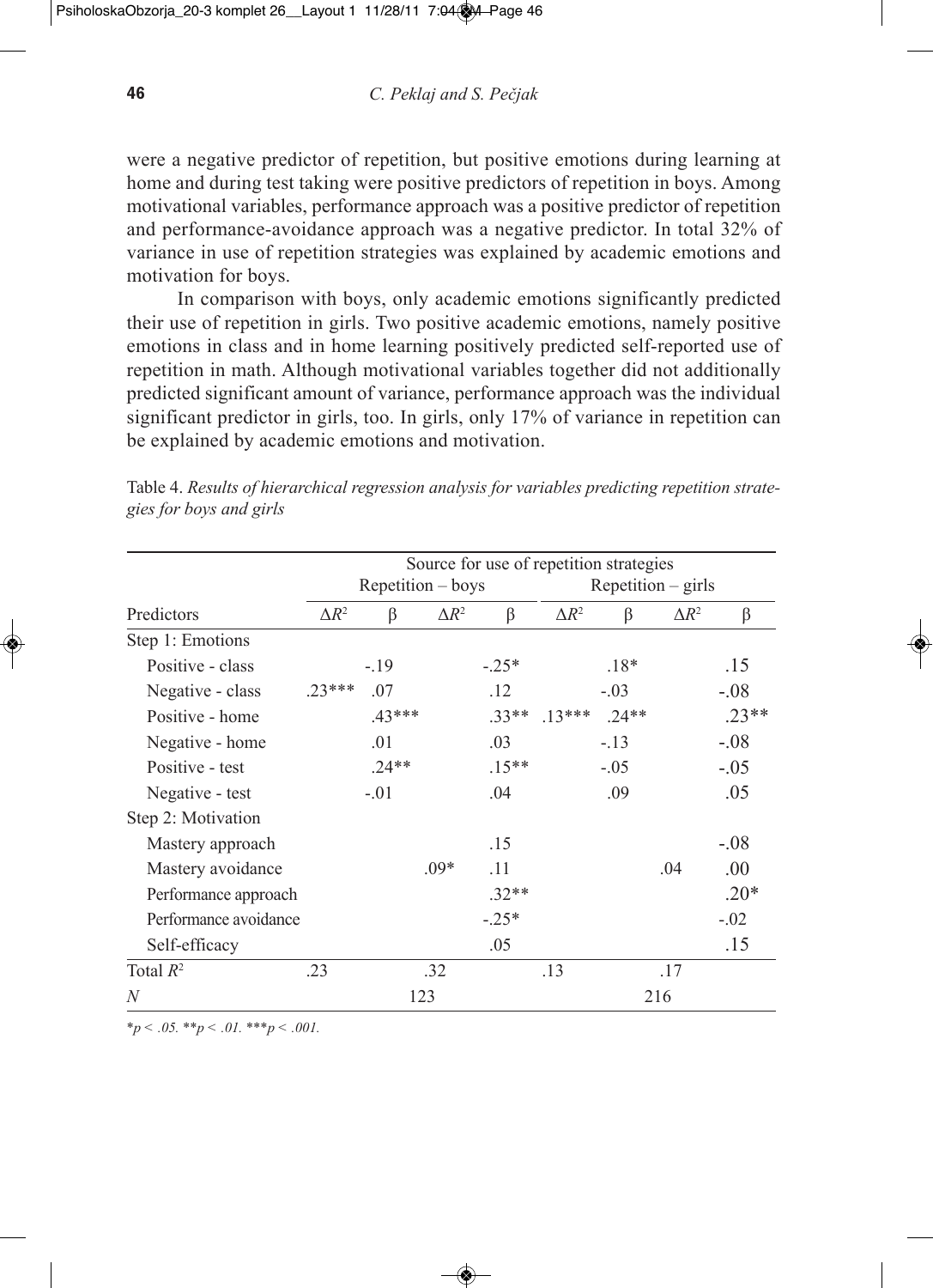were a negative predictor of repetition, but positive emotions during learning at home and during test taking were positive predictors of repetition in boys. Among motivational variables, performance approach was a positive predictor of repetition and performance-avoidance approach was a negative predictor. In total 32% of variance in use of repetition strategies was explained by academic emotions and motivation for boys.

In comparison with boys, only academic emotions significantly predicted their use of repetition in girls. Two positive academic emotions, namely positive emotions in class and in home learning positively predicted self-reported use of repetition in math. Although motivational variables together did not additionally predicted significant amount of variance, performance approach was the individual significant predictor in girls, too. In girls, only 17% of variance in repetition can be explained by academic emotions and motivation.

Table 4. *Results of hierarchical regression analysis for variables predicting repetition strategies for boys and girls*

| | Source for use of repetition strategies | | | | | | | |
|---|---|---|---|---|---|---|---|---|
| | Repetition – boys | | | | Repetition – girls | | | |
| Predictors | $\Delta R^2$ | β | $\Delta R^2$ | β | $\Delta R^2$ | β | $\Delta R^2$ | β |
| Step 1: Emotions | | | | | | | | |
| Positive - class | | -.19 | | -.25* | | .18* | | .15 |
| Negative - class | .23*** | .07 | | .12 | | -.03 | | -.08 |
| Positive - home | | .43*** | | .33** | .13*** | .24** | | .23** |
| Negative - home | | .01 | | .03 | | -.13 | | -.08 |
| Positive - test | | .24** | | .15** | | -.05 | | -.05 |
| Negative - test | | -.01 | | .04 | | .09 | | .05 |
| Step 2: Motivation | | | | | | | | |
| Mastery approach | | | | .15 | | | | -.08 |
| Mastery avoidance | | | .09* | .11 | | | .04 | .00 |
| Performance approach | | | | .32** | | | | .20* |
| Performance avoidance | | | | -.25* | | | | -.02 |
| Self-efficacy | | | | .05 | | | | .15 |
| Total $R^2$ | .23 | | .32 | | .13 | | .17 | |
| *N* | | | 123 | | | | 216 | |

*$p < .05$. **$p < .01$. ***$p < .001$.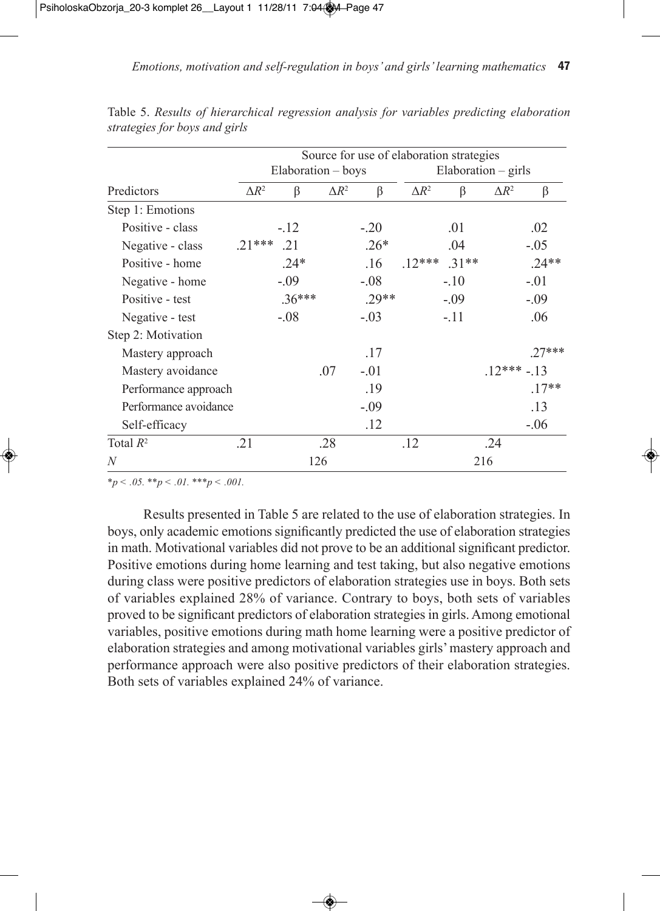Table 5. *Results of hierarchical regression analysis for variables predicting elaboration strategies for boys and girls*

| | Source for use of elaboration strategies | | | | | | | |
|---|---|---|---|---|---|---|---|---|
| | Elaboration – boys | | | | Elaboration – girls | | | |
| Predictors | $\Delta R^2$ | β | $\Delta R^2$ | β | $\Delta R^2$ | β | $\Delta R^2$ | β |
| Step 1: Emotions | | | | | | | | |
| Positive - class | | -.12 | | -.20 | | .01 | | .02 |
| Negative - class | .21*** | .21 | | .26* | | .04 | | -.05 |
| Positive - home | | .24* | | .16 | .12*** | .31** | | .24** |
| Negative - home | | -.09 | | -.08 | | -.10 | | -.01 |
| Positive - test | | .36*** | | .29** | | -.09 | | -.09 |
| Negative - test | | -.08 | | -.03 | | -.11 | | .06 |
| Step 2: Motivation | | | | | | | | |
| Mastery approach | | | | .17 | | | | .27*** |
| Mastery avoidance | | | .07 | -.01 | | | .12*** | -.13 |
| Performance approach | | | | .19 | | | | .17** |
| Performance avoidance | | | | -.09 | | | | .13 |
| Self-efficacy | | | | .12 | | | | -.06 |
| Total $R^2$ | .21 | | .28 | | .12 | | .24 | |
| *N* | | 126 | | | | 216 | | |

*$p < .05$. **$p < .01$. ***$p < .001$.

Results presented in Table 5 are related to the use of elaboration strategies. In boys, only academic emotions significantly predicted the use of elaboration strategies in math. Motivational variables did not prove to be an additional significant predictor. Positive emotions during home learning and test taking, but also negative emotions during class were positive predictors of elaboration strategies use in boys. Both sets of variables explained 28% of variance. Contrary to boys, both sets of variables proved to be significant predictors of elaboration strategies in girls. Among emotional variables, positive emotions during math home learning were a positive predictor of elaboration strategies and among motivational variables girls' mastery approach and performance approach were also positive predictors of their elaboration strategies. Both sets of variables explained 24% of variance.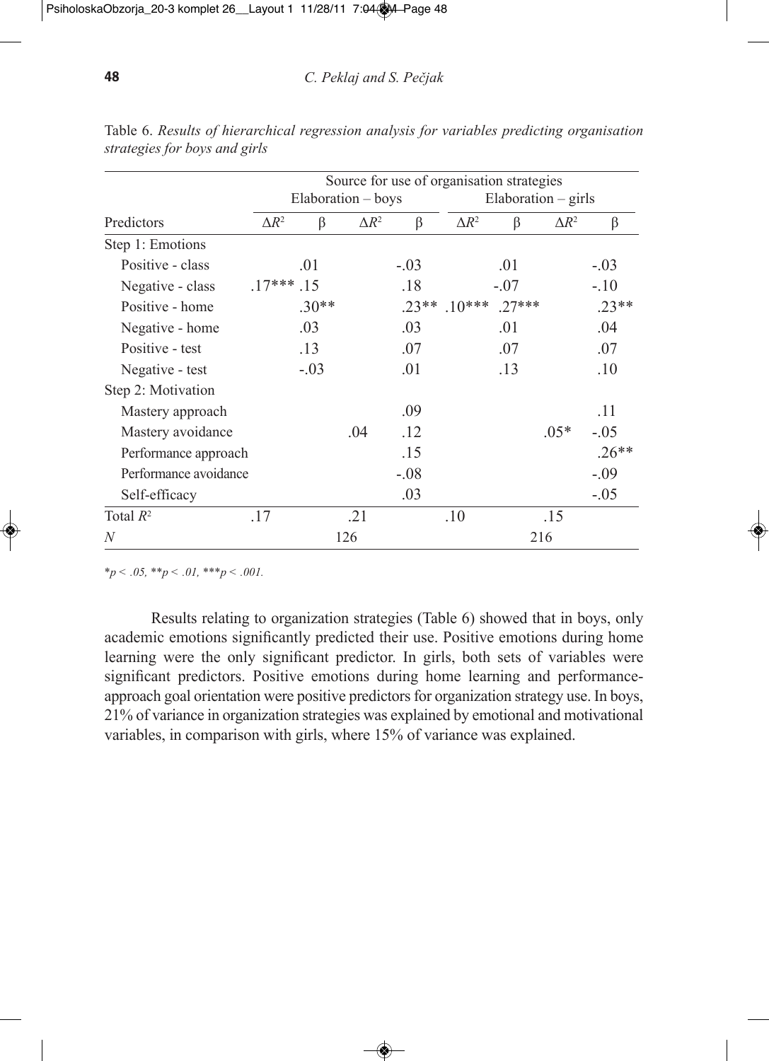Table 6. *Results of hierarchical regression analysis for variables predicting organisation strategies for boys and girls*

| | Source for use of organisation strategies | | | | | | | |
|---|---|---|---|---|---|---|---|---|
| | Elaboration – boys | | | | Elaboration – girls | | | |
| Predictors | $\Delta R^2$ | β | $\Delta R^2$ | β | $\Delta R^2$ | β | $\Delta R^2$ | β |
| Step 1: Emotions | | | | | | | | |
| Positive - class | | .01 | | -.03 | | .01 | | -.03 |
| Negative - class | .17*** | .15 | | .18 | | -.07 | | -.10 |
| Positive - home | | .30** | | .23** | .10*** | .27*** | | .23** |
| Negative - home | | .03 | | .03 | | .01 | | .04 |
| Positive - test | | .13 | | .07 | | .07 | | .07 |
| Negative - test | | -.03 | | .01 | | .13 | | .10 |
| Step 2: Motivation | | | | | | | | |
| Mastery approach | | | | .09 | | | | .11 |
| Mastery avoidance | | | .04 | .12 | | | .05* | -.05 |
| Performance approach | | | | .15 | | | | .26** |
| Performance avoidance | | | | -.08 | | | | -.09 |
| Self-efficacy | | | | .03 | | | | -.05 |
| Total $R^2$ | .17 | | .21 | | .10 | | .15 | |
| *N* | | | 126 | | | | 216 | |

*$p < .05$, **$p < .01$, ***$p < .001$.

Results relating to organization strategies (Table 6) showed that in boys, only academic emotions significantly predicted their use. Positive emotions during home learning were the only significant predictor. In girls, both sets of variables were significant predictors. Positive emotions during home learning and performance-approach goal orientation were positive predictors for organization strategy use. In boys, 21% of variance in organization strategies was explained by emotional and motivational variables, in comparison with girls, where 15% of variance was explained.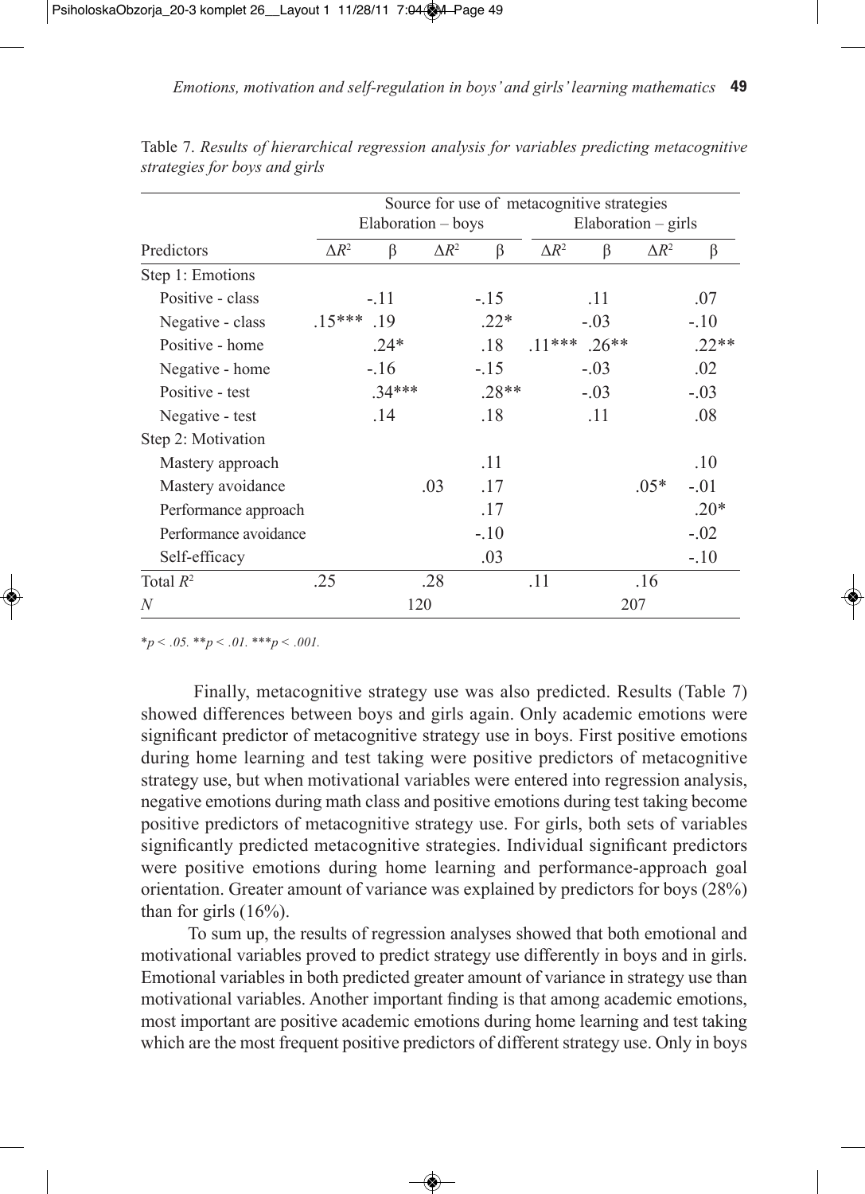Table 7. *Results of hierarchical regression analysis for variables predicting metacognitive strategies for boys and girls*

| | Source for use of metacognitive strategies | | | | | | | |
|---|---|---|---|---|---|---|---|---|
| | Elaboration – boys | | | | Elaboration – girls | | | |
| Predictors | $\Delta R^2$ | β | $\Delta R^2$ | β | $\Delta R^2$ | β | $\Delta R^2$ | β |
| Step 1: Emotions | | | | | | | | |
| Positive - class | | -.11 | | -.15 | | .11 | | .07 |
| Negative - class | .15*** | .19 | | .22* | | -.03 | | -.10 |
| Positive - home | | .24* | | .18 | .11*** | .26** | | .22** |
| Negative - home | | -.16 | | -.15 | | -.03 | | .02 |
| Positive - test | | .34*** | | .28** | | -.03 | | -.03 |
| Negative - test | | .14 | | .18 | | .11 | | .08 |
| Step 2: Motivation | | | | | | | | |
| Mastery approach | | | | .11 | | | | .10 |
| Mastery avoidance | | | .03 | .17 | | | .05* | -.01 |
| Performance approach | | | | .17 | | | | .20* |
| Performance avoidance | | | | -.10 | | | | -.02 |
| Self-efficacy | | | | .03 | | | | -.10 |
| Total $R^2$ | .25 | | .28 | | .11 | | .16 | |
| *N* | | 120 | | | | 207 | | |

*$*p < .05$. $**p < .01$. $***p < .001$.*

Finally, metacognitive strategy use was also predicted. Results (Table 7) showed differences between boys and girls again. Only academic emotions were significant predictor of metacognitive strategy use in boys. First positive emotions during home learning and test taking were positive predictors of metacognitive strategy use, but when motivational variables were entered into regression analysis, negative emotions during math class and positive emotions during test taking become positive predictors of metacognitive strategy use. For girls, both sets of variables significantly predicted metacognitive strategies. Individual significant predictors were positive emotions during home learning and performance-approach goal orientation. Greater amount of variance was explained by predictors for boys (28%) than for girls (16%).

To sum up, the results of regression analyses showed that both emotional and motivational variables proved to predict strategy use differently in boys and in girls. Emotional variables in both predicted greater amount of variance in strategy use than motivational variables. Another important finding is that among academic emotions, most important are positive academic emotions during home learning and test taking which are the most frequent positive predictors of different strategy use. Only in boys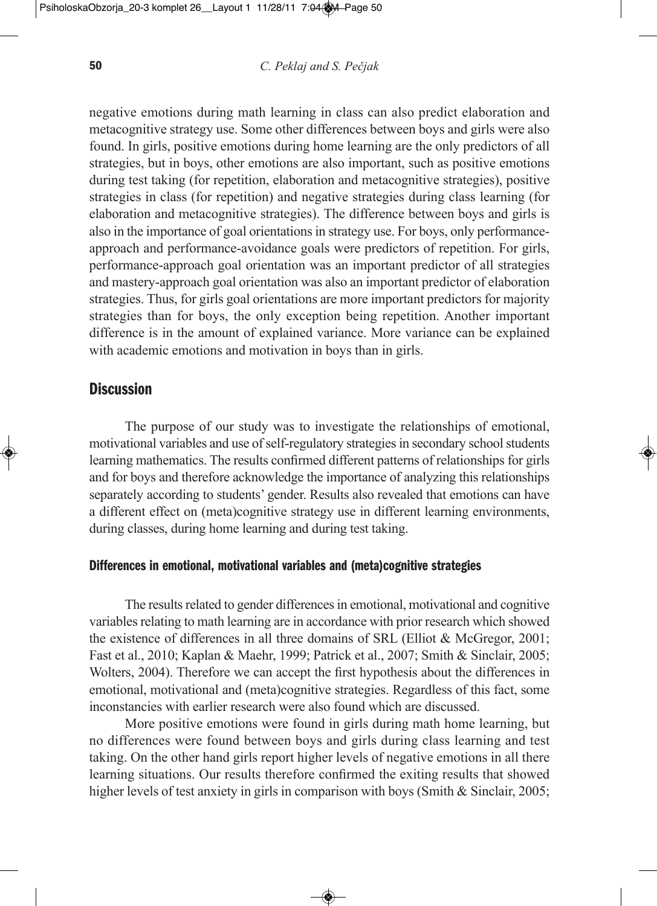negative emotions during math learning in class can also predict elaboration and metacognitive strategy use. Some other differences between boys and girls were also found. In girls, positive emotions during home learning are the only predictors of all strategies, but in boys, other emotions are also important, such as positive emotions during test taking (for repetition, elaboration and metacognitive strategies), positive strategies in class (for repetition) and negative strategies during class learning (for elaboration and metacognitive strategies). The difference between boys and girls is also in the importance of goal orientations in strategy use. For boys, only performance-approach and performance-avoidance goals were predictors of repetition. For girls, performance-approach goal orientation was an important predictor of all strategies and mastery-approach goal orientation was also an important predictor of elaboration strategies. Thus, for girls goal orientations are more important predictors for majority strategies than for boys, the only exception being repetition. Another important difference is in the amount of explained variance. More variance can be explained with academic emotions and motivation in boys than in girls.

## Discussion

The purpose of our study was to investigate the relationships of emotional, motivational variables and use of self-regulatory strategies in secondary school students learning mathematics. The results confirmed different patterns of relationships for girls and for boys and therefore acknowledge the importance of analyzing this relationships separately according to students' gender. Results also revealed that emotions can have a different effect on (meta)cognitive strategy use in different learning environments, during classes, during home learning and during test taking.

### Differences in emotional, motivational variables and (meta)cognitive strategies

The results related to gender differences in emotional, motivational and cognitive variables relating to math learning are in accordance with prior research which showed the existence of differences in all three domains of SRL (Elliot & McGregor, 2001; Fast et al., 2010; Kaplan & Maehr, 1999; Patrick et al., 2007; Smith & Sinclair, 2005; Wolters, 2004). Therefore we can accept the first hypothesis about the differences in emotional, motivational and (meta)cognitive strategies. Regardless of this fact, some inconstancies with earlier research were also found which are discussed.

More positive emotions were found in girls during math home learning, but no differences were found between boys and girls during class learning and test taking. On the other hand girls report higher levels of negative emotions in all there learning situations. Our results therefore confirmed the exiting results that showed higher levels of test anxiety in girls in comparison with boys (Smith & Sinclair, 2005;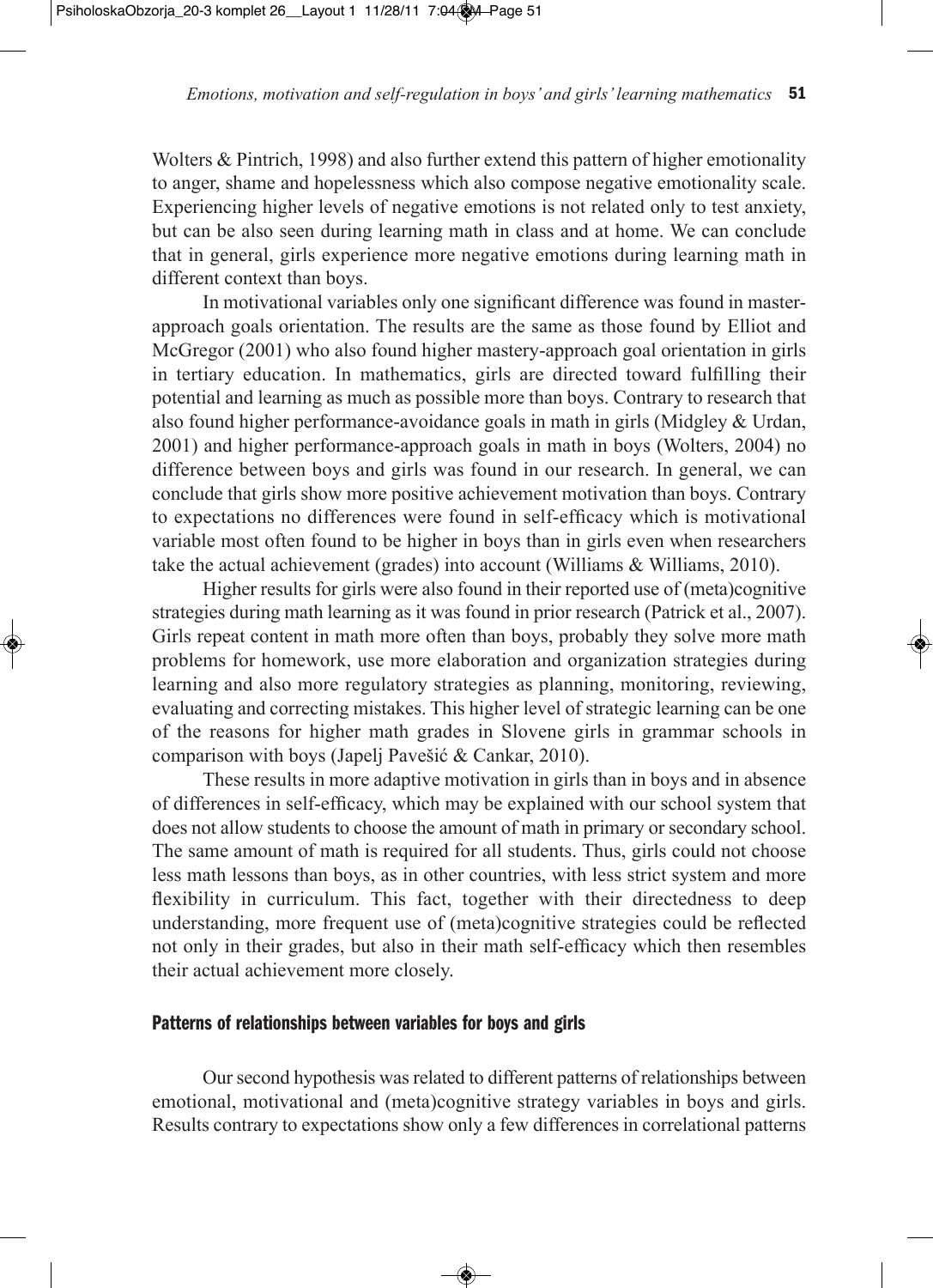Wolters & Pintrich, 1998) and also further extend this pattern of higher emotionality to anger, shame and hopelessness which also compose negative emotionality scale. Experiencing higher levels of negative emotions is not related only to test anxiety, but can be also seen during learning math in class and at home. We can conclude that in general, girls experience more negative emotions during learning math in different context than boys.

In motivational variables only one significant difference was found in master-approach goals orientation. The results are the same as those found by Elliot and McGregor (2001) who also found higher mastery-approach goal orientation in girls in tertiary education. In mathematics, girls are directed toward fulfilling their potential and learning as much as possible more than boys. Contrary to research that also found higher performance-avoidance goals in math in girls (Midgley & Urdan, 2001) and higher performance-approach goals in math in boys (Wolters, 2004) no difference between boys and girls was found in our research. In general, we can conclude that girls show more positive achievement motivation than boys. Contrary to expectations no differences were found in self-efficacy which is motivational variable most often found to be higher in boys than in girls even when researchers take the actual achievement (grades) into account (Williams & Williams, 2010).

Higher results for girls were also found in their reported use of (meta)cognitive strategies during math learning as it was found in prior research (Patrick et al., 2007). Girls repeat content in math more often than boys, probably they solve more math problems for homework, use more elaboration and organization strategies during learning and also more regulatory strategies as planning, monitoring, reviewing, evaluating and correcting mistakes. This higher level of strategic learning can be one of the reasons for higher math grades in Slovene girls in grammar schools in comparison with boys (Japelj Pavešić & Cankar, 2010).

These results in more adaptive motivation in girls than in boys and in absence of differences in self-efficacy, which may be explained with our school system that does not allow students to choose the amount of math in primary or secondary school. The same amount of math is required for all students. Thus, girls could not choose less math lessons than boys, as in other countries, with less strict system and more flexibility in curriculum. This fact, together with their directedness to deep understanding, more frequent use of (meta)cognitive strategies could be reflected not only in their grades, but also in their math self-efficacy which then resembles their actual achievement more closely.

### Patterns of relationships between variables for boys and girls

Our second hypothesis was related to different patterns of relationships between emotional, motivational and (meta)cognitive strategy variables in boys and girls. Results contrary to expectations show only a few differences in correlational patterns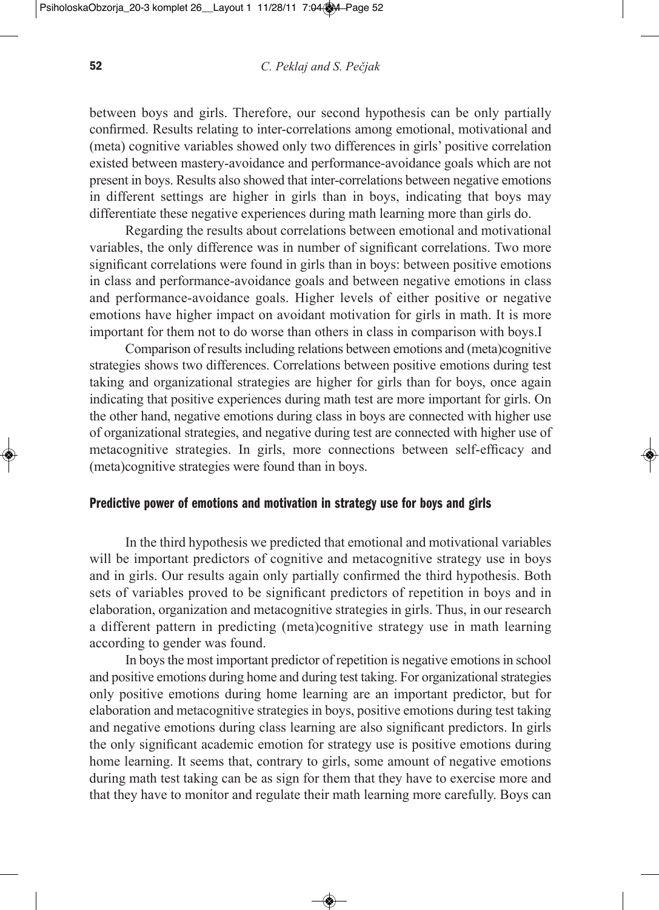between boys and girls. Therefore, our second hypothesis can be only partially confirmed. Results relating to inter-correlations among emotional, motivational and (meta) cognitive variables showed only two differences in girls' positive correlation existed between mastery-avoidance and performance-avoidance goals which are not present in boys. Results also showed that inter-correlations between negative emotions in different settings are higher in girls than in boys, indicating that boys may differentiate these negative experiences during math learning more than girls do.

Regarding the results about correlations between emotional and motivational variables, the only difference was in number of significant correlations. Two more significant correlations were found in girls than in boys: between positive emotions in class and performance-avoidance goals and between negative emotions in class and performance-avoidance goals. Higher levels of either positive or negative emotions have higher impact on avoidant motivation for girls in math. It is more important for them not to do worse than others in class in comparison with boys.I

Comparison of results including relations between emotions and (meta)cognitive strategies shows two differences. Correlations between positive emotions during test taking and organizational strategies are higher for girls than for boys, once again indicating that positive experiences during math test are more important for girls. On the other hand, negative emotions during class in boys are connected with higher use of organizational strategies, and negative during test are connected with higher use of metacognitive strategies. In girls, more connections between self-efficacy and (meta)cognitive strategies were found than in boys.

### Predictive power of emotions and motivation in strategy use for boys and girls

In the third hypothesis we predicted that emotional and motivational variables will be important predictors of cognitive and metacognitive strategy use in boys and in girls. Our results again only partially confirmed the third hypothesis. Both sets of variables proved to be significant predictors of repetition in boys and in elaboration, organization and metacognitive strategies in girls. Thus, in our research a different pattern in predicting (meta)cognitive strategy use in math learning according to gender was found.

In boys the most important predictor of repetition is negative emotions in school and positive emotions during home and during test taking. For organizational strategies only positive emotions during home learning are an important predictor, but for elaboration and metacognitive strategies in boys, positive emotions during test taking and negative emotions during class learning are also significant predictors. In girls the only significant academic emotion for strategy use is positive emotions during home learning. It seems that, contrary to girls, some amount of negative emotions during math test taking can be as sign for them that they have to exercise more and that they have to monitor and regulate their math learning more carefully. Boys can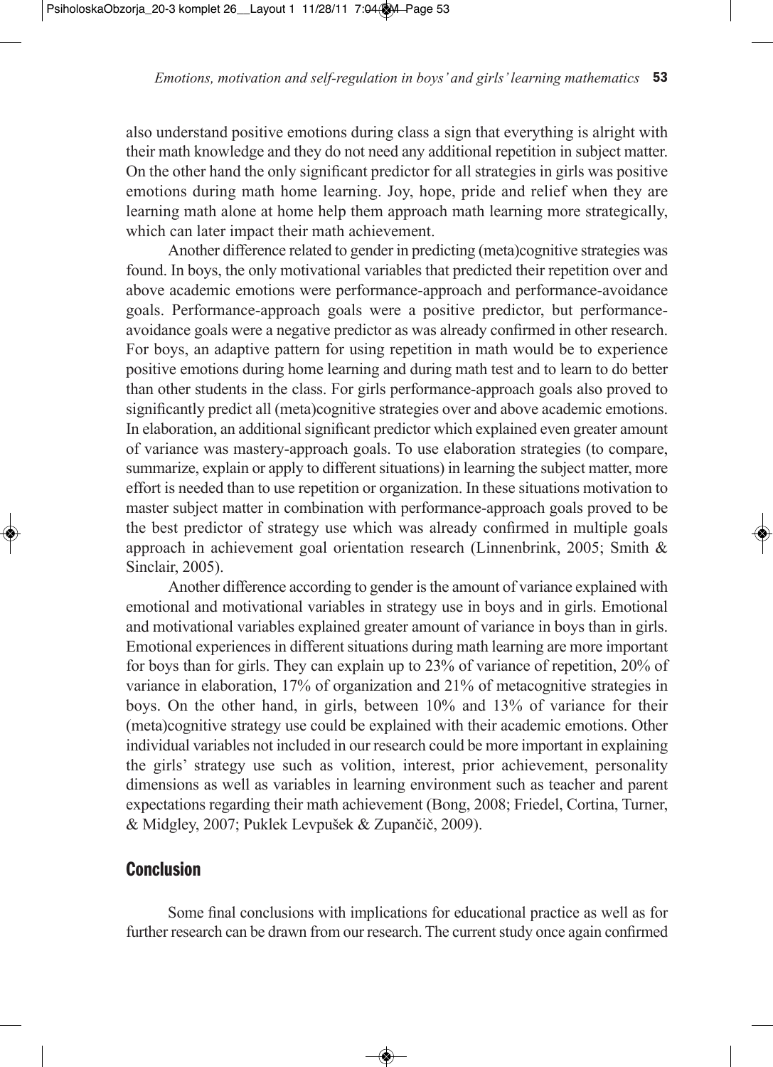also understand positive emotions during class a sign that everything is alright with their math knowledge and they do not need any additional repetition in subject matter. On the other hand the only significant predictor for all strategies in girls was positive emotions during math home learning. Joy, hope, pride and relief when they are learning math alone at home help them approach math learning more strategically, which can later impact their math achievement.

Another difference related to gender in predicting (meta)cognitive strategies was found. In boys, the only motivational variables that predicted their repetition over and above academic emotions were performance-approach and performance-avoidance goals. Performance-approach goals were a positive predictor, but performance-avoidance goals were a negative predictor as was already confirmed in other research. For boys, an adaptive pattern for using repetition in math would be to experience positive emotions during home learning and during math test and to learn to do better than other students in the class. For girls performance-approach goals also proved to significantly predict all (meta)cognitive strategies over and above academic emotions. In elaboration, an additional significant predictor which explained even greater amount of variance was mastery-approach goals. To use elaboration strategies (to compare, summarize, explain or apply to different situations) in learning the subject matter, more effort is needed than to use repetition or organization. In these situations motivation to master subject matter in combination with performance-approach goals proved to be the best predictor of strategy use which was already confirmed in multiple goals approach in achievement goal orientation research (Linnenbrink, 2005; Smith & Sinclair, 2005).

Another difference according to gender is the amount of variance explained with emotional and motivational variables in strategy use in boys and in girls. Emotional and motivational variables explained greater amount of variance in boys than in girls. Emotional experiences in different situations during math learning are more important for boys than for girls. They can explain up to 23% of variance of repetition, 20% of variance in elaboration, 17% of organization and 21% of metacognitive strategies in boys. On the other hand, in girls, between 10% and 13% of variance for their (meta)cognitive strategy use could be explained with their academic emotions. Other individual variables not included in our research could be more important in explaining the girls' strategy use such as volition, interest, prior achievement, personality dimensions as well as variables in learning environment such as teacher and parent expectations regarding their math achievement (Bong, 2008; Friedel, Cortina, Turner, & Midgley, 2007; Puklek Levpušek & Zupančič, 2009).

## Conclusion

Some final conclusions with implications for educational practice as well as for further research can be drawn from our research. The current study once again confirmed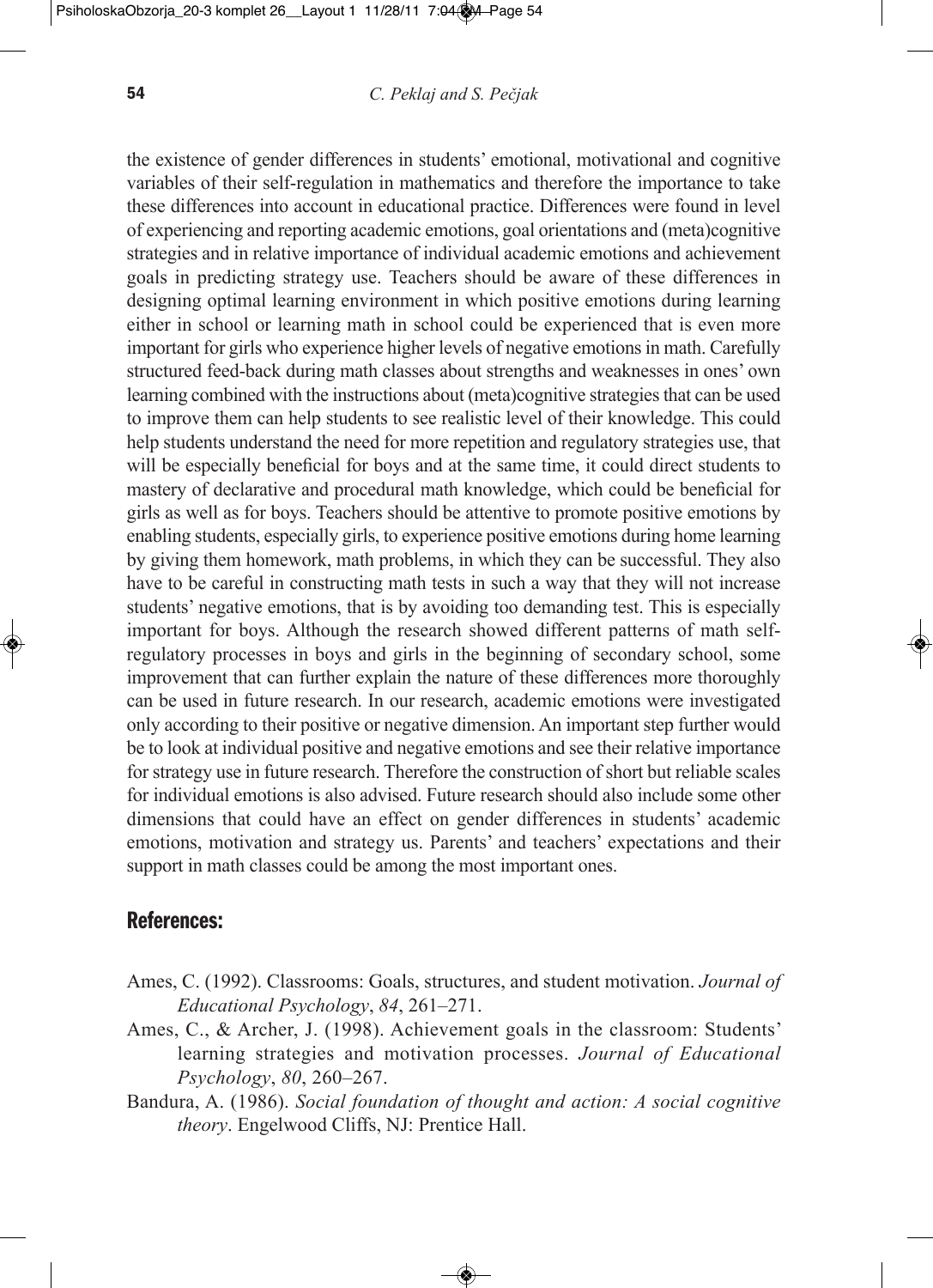the existence of gender differences in students' emotional, motivational and cognitive variables of their self-regulation in mathematics and therefore the importance to take these differences into account in educational practice. Differences were found in level of experiencing and reporting academic emotions, goal orientations and (meta)cognitive strategies and in relative importance of individual academic emotions and achievement goals in predicting strategy use. Teachers should be aware of these differences in designing optimal learning environment in which positive emotions during learning either in school or learning math in school could be experienced that is even more important for girls who experience higher levels of negative emotions in math. Carefully structured feed-back during math classes about strengths and weaknesses in ones' own learning combined with the instructions about (meta)cognitive strategies that can be used to improve them can help students to see realistic level of their knowledge. This could help students understand the need for more repetition and regulatory strategies use, that will be especially beneficial for boys and at the same time, it could direct students to mastery of declarative and procedural math knowledge, which could be beneficial for girls as well as for boys. Teachers should be attentive to promote positive emotions by enabling students, especially girls, to experience positive emotions during home learning by giving them homework, math problems, in which they can be successful. They also have to be careful in constructing math tests in such a way that they will not increase students' negative emotions, that is by avoiding too demanding test. This is especially important for boys. Although the research showed different patterns of math self-regulatory processes in boys and girls in the beginning of secondary school, some improvement that can further explain the nature of these differences more thoroughly can be used in future research. In our research, academic emotions were investigated only according to their positive or negative dimension. An important step further would be to look at individual positive and negative emotions and see their relative importance for strategy use in future research. Therefore the construction of short but reliable scales for individual emotions is also advised. Future research should also include some other dimensions that could have an effect on gender differences in students' academic emotions, motivation and strategy us. Parents' and teachers' expectations and their support in math classes could be among the most important ones.

## References:

Ames, C. (1992). Classrooms: Goals, structures, and student motivation. *Journal of Educational Psychology*, *84*, 261–271.

Ames, C., & Archer, J. (1998). Achievement goals in the classroom: Students' learning strategies and motivation processes. *Journal of Educational Psychology*, *80*, 260–267.

Bandura, A. (1986). *Social foundation of thought and action: A social cognitive theory*. Engelwood Cliffs, NJ: Prentice Hall.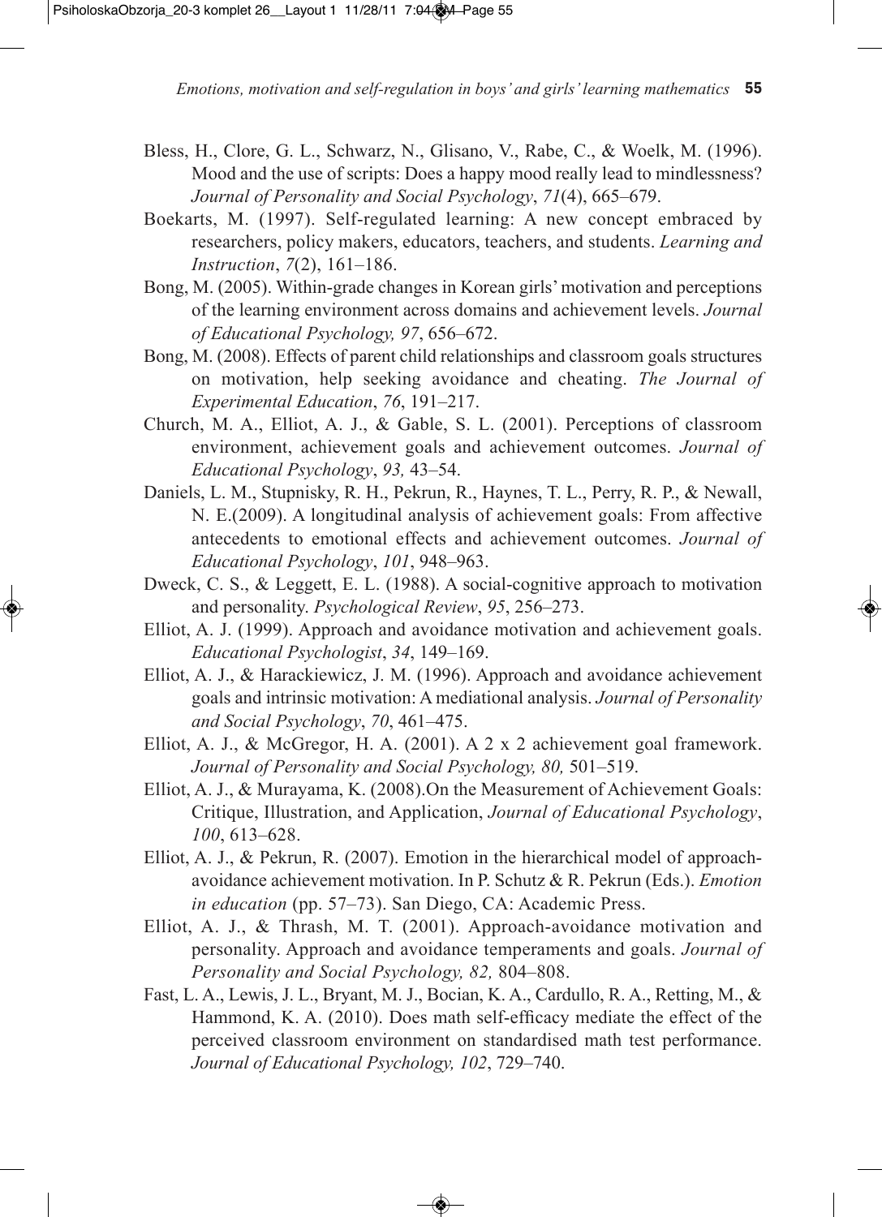Bless, H., Clore, G. L., Schwarz, N., Glisano, V., Rabe, C., & Woelk, M. (1996). Mood and the use of scripts: Does a happy mood really lead to mindlessness? *Journal of Personality and Social Psychology*, *71*(4), 665–679.

Boekarts, M. (1997). Self-regulated learning: A new concept embraced by researchers, policy makers, educators, teachers, and students. *Learning and Instruction*, *7*(2), 161–186.

Bong, M. (2005). Within-grade changes in Korean girls' motivation and perceptions of the learning environment across domains and achievement levels. *Journal of Educational Psychology, 97*, 656–672.

Bong, M. (2008). Effects of parent child relationships and classroom goals structures on motivation, help seeking avoidance and cheating. *The Journal of Experimental Education*, *76*, 191–217.

Church, M. A., Elliot, A. J., & Gable, S. L. (2001). Perceptions of classroom environment, achievement goals and achievement outcomes. *Journal of Educational Psychology*, *93,* 43–54.

Daniels, L. M., Stupnisky, R. H., Pekrun, R., Haynes, T. L., Perry, R. P., & Newall, N. E.(2009). A longitudinal analysis of achievement goals: From affective antecedents to emotional effects and achievement outcomes. *Journal of Educational Psychology*, *101*, 948–963.

Dweck, C. S., & Leggett, E. L. (1988). A social-cognitive approach to motivation and personality. *Psychological Review*, *95*, 256–273.

Elliot, A. J. (1999). Approach and avoidance motivation and achievement goals. *Educational Psychologist*, *34*, 149–169.

Elliot, A. J., & Harackiewicz, J. M. (1996). Approach and avoidance achievement goals and intrinsic motivation: A mediational analysis. *Journal of Personality and Social Psychology*, *70*, 461–475.

Elliot, A. J., & McGregor, H. A. (2001). A 2 x 2 achievement goal framework. *Journal of Personality and Social Psychology, 80,* 501–519.

Elliot, A. J., & Murayama, K. (2008).On the Measurement of Achievement Goals: Critique, Illustration, and Application, *Journal of Educational Psychology*, *100*, 613–628.

Elliot, A. J., & Pekrun, R. (2007). Emotion in the hierarchical model of approach-avoidance achievement motivation. In P. Schutz & R. Pekrun (Eds.). *Emotion in education* (pp. 57–73). San Diego, CA: Academic Press.

Elliot, A. J., & Thrash, M. T. (2001). Approach-avoidance motivation and personality. Approach and avoidance temperaments and goals. *Journal of Personality and Social Psychology, 82,* 804–808.

Fast, L. A., Lewis, J. L., Bryant, M. J., Bocian, K. A., Cardullo, R. A., Retting, M., & Hammond, K. A. (2010). Does math self-efficacy mediate the effect of the perceived classroom environment on standardised math test performance. *Journal of Educational Psychology, 102*, 729–740.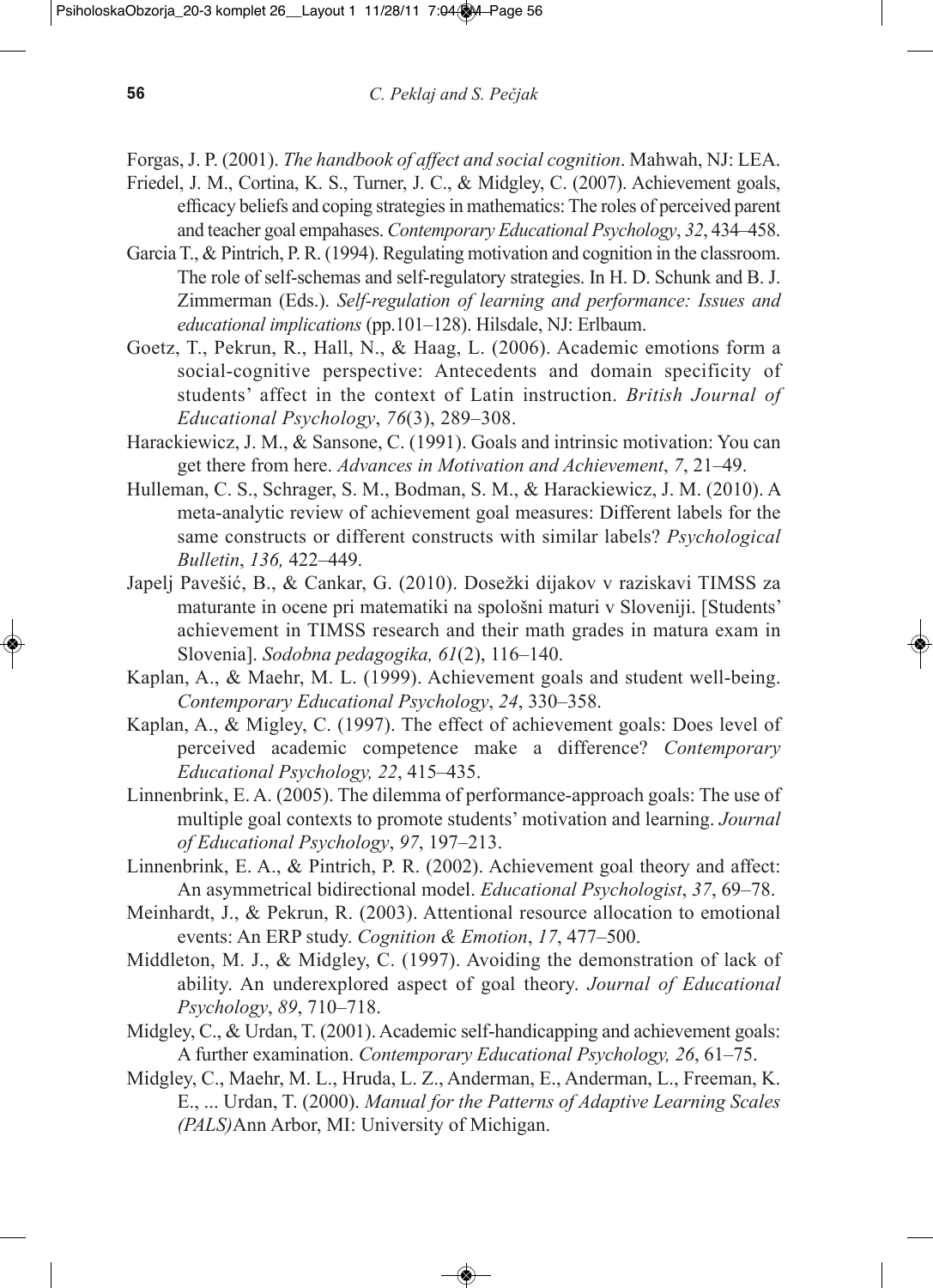Forgas, J. P. (2001). *The handbook of affect and social cognition*. Mahwah, NJ: LEA.

Friedel, J. M., Cortina, K. S., Turner, J. C., & Midgley, C. (2007). Achievement goals, efficacy beliefs and coping strategies in mathematics: The roles of perceived parent and teacher goal empahases. *Contemporary Educational Psychology*, *32*, 434–458.

Garcia T., & Pintrich, P. R. (1994). Regulating motivation and cognition in the classroom. The role of self-schemas and self-regulatory strategies. In H. D. Schunk and B. J. Zimmerman (Eds.). *Self-regulation of learning and performance: Issues and educational implications* (pp.101–128). Hilsdale, NJ: Erlbaum.

Goetz, T., Pekrun, R., Hall, N., & Haag, L. (2006). Academic emotions form a social-cognitive perspective: Antecedents and domain specificity of students' affect in the context of Latin instruction. *British Journal of Educational Psychology*, *76*(3), 289–308.

Harackiewicz, J. M., & Sansone, C. (1991). Goals and intrinsic motivation: You can get there from here. *Advances in Motivation and Achievement*, *7*, 21–49.

Hulleman, C. S., Schrager, S. M., Bodman, S. M., & Harackiewicz, J. M. (2010). A meta-analytic review of achievement goal measures: Different labels for the same constructs or different constructs with similar labels? *Psychological Bulletin*, *136,* 422–449.

Japelj Pavešić, B., & Cankar, G. (2010). Dosežki dijakov v raziskavi TIMSS za maturante in ocene pri matematiki na spološni maturi v Sloveniji. [Students' achievement in TIMSS research and their math grades in matura exam in Slovenia]. *Sodobna pedagogika, 61*(2), 116–140.

Kaplan, A., & Maehr, M. L. (1999). Achievement goals and student well-being. *Contemporary Educational Psychology*, *24*, 330–358.

Kaplan, A., & Migley, C. (1997). The effect of achievement goals: Does level of perceived academic competence make a difference? *Contemporary Educational Psychology, 22*, 415–435.

Linnenbrink, E. A. (2005). The dilemma of performance-approach goals: The use of multiple goal contexts to promote students' motivation and learning. *Journal of Educational Psychology*, *97*, 197–213.

Linnenbrink, E. A., & Pintrich, P. R. (2002). Achievement goal theory and affect: An asymmetrical bidirectional model. *Educational Psychologist*, *37*, 69–78.

Meinhardt, J., & Pekrun, R. (2003). Attentional resource allocation to emotional events: An ERP study. *Cognition & Emotion*, *17*, 477–500.

Middleton, M. J., & Midgley, C. (1997). Avoiding the demonstration of lack of ability. An underexplored aspect of goal theory. *Journal of Educational Psychology*, *89*, 710–718.

Midgley, C., & Urdan, T. (2001). Academic self-handicapping and achievement goals: A further examination. *Contemporary Educational Psychology, 26*, 61–75.

Midgley, C., Maehr, M. L., Hruda, L. Z., Anderman, E., Anderman, L., Freeman, K. E., ... Urdan, T. (2000). *Manual for the Patterns of Adaptive Learning Scales (PALS)*Ann Arbor, MI: University of Michigan.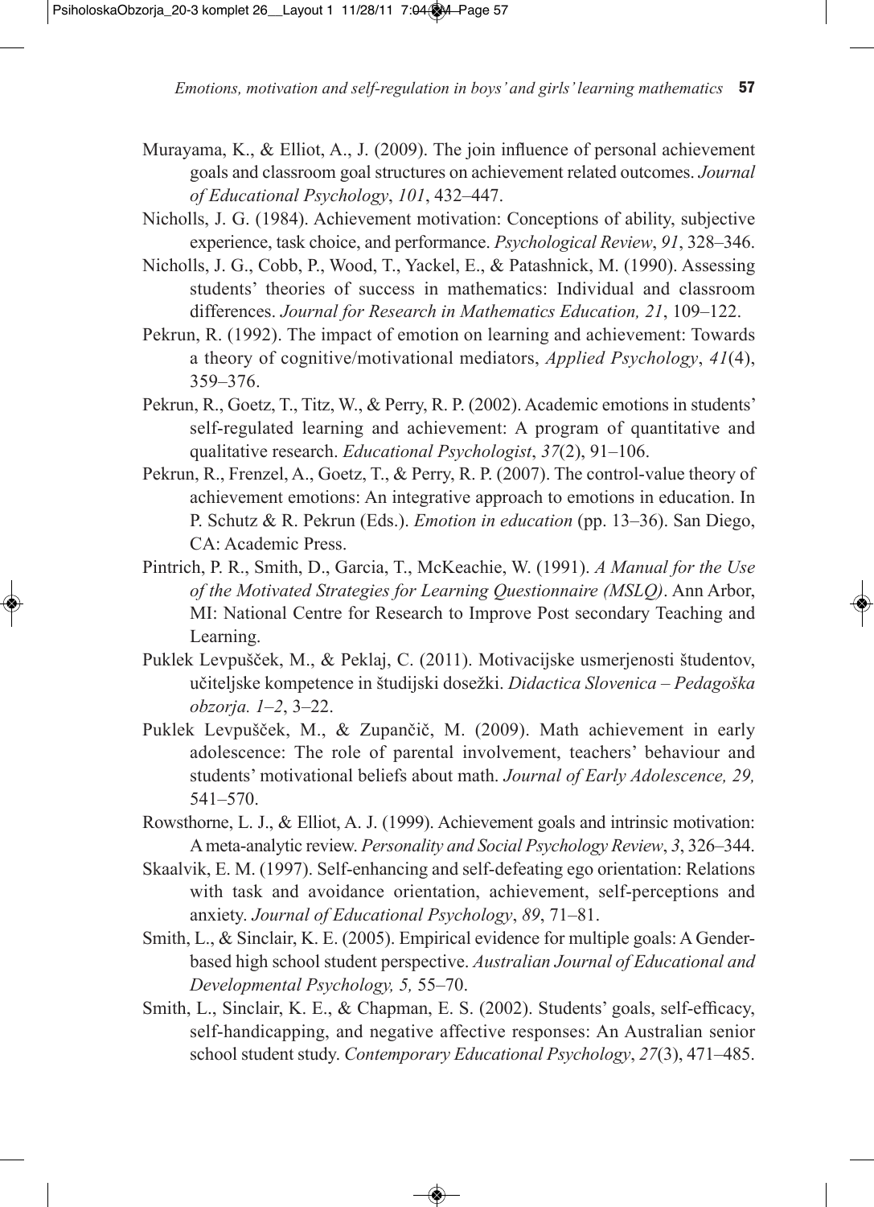Murayama, K., & Elliot, A., J. (2009). The join influence of personal achievement goals and classroom goal structures on achievement related outcomes. *Journal of Educational Psychology*, *101*, 432–447.

Nicholls, J. G. (1984). Achievement motivation: Conceptions of ability, subjective experience, task choice, and performance. *Psychological Review*, *91*, 328–346.

Nicholls, J. G., Cobb, P., Wood, T., Yackel, E., & Patashnick, M. (1990). Assessing students' theories of success in mathematics: Individual and classroom differences. *Journal for Research in Mathematics Education, 21*, 109–122.

Pekrun, R. (1992). The impact of emotion on learning and achievement: Towards a theory of cognitive/motivational mediators, *Applied Psychology*, *41*(4), 359–376.

Pekrun, R., Goetz, T., Titz, W., & Perry, R. P. (2002). Academic emotions in students' self-regulated learning and achievement: A program of quantitative and qualitative research. *Educational Psychologist*, *37*(2), 91–106.

Pekrun, R., Frenzel, A., Goetz, T., & Perry, R. P. (2007). The control-value theory of achievement emotions: An integrative approach to emotions in education. In P. Schutz & R. Pekrun (Eds.). *Emotion in education* (pp. 13–36). San Diego, CA: Academic Press.

Pintrich, P. R., Smith, D., Garcia, T., McKeachie, W. (1991). *A Manual for the Use of the Motivated Strategies for Learning Questionnaire (MSLQ)*. Ann Arbor, MI: National Centre for Research to Improve Post secondary Teaching and Learning.

Puklek Levpušček, M., & Peklaj, C. (2011). Motivacijske usmerjenosti študentov, učiteljske kompetence in študijski dosežki. *Didactica Slovenica – Pedagoška obzorja. 1–2*, 3–22.

Puklek Levpušček, M., & Zupančič, M. (2009). Math achievement in early adolescence: The role of parental involvement, teachers' behaviour and students' motivational beliefs about math. *Journal of Early Adolescence, 29,* 541–570.

Rowsthorne, L. J., & Elliot, A. J. (1999). Achievement goals and intrinsic motivation: A meta-analytic review. *Personality and Social Psychology Review*, *3*, 326–344.

Skaalvik, E. M. (1997). Self-enhancing and self-defeating ego orientation: Relations with task and avoidance orientation, achievement, self-perceptions and anxiety. *Journal of Educational Psychology*, *89*, 71–81.

Smith, L., & Sinclair, K. E. (2005). Empirical evidence for multiple goals: A Gender-based high school student perspective. *Australian Journal of Educational and Developmental Psychology, 5,* 55–70.

Smith, L., Sinclair, K. E., & Chapman, E. S. (2002). Students' goals, self-efficacy, self-handicapping, and negative affective responses: An Australian senior school student study. *Contemporary Educational Psychology*, *27*(3), 471–485.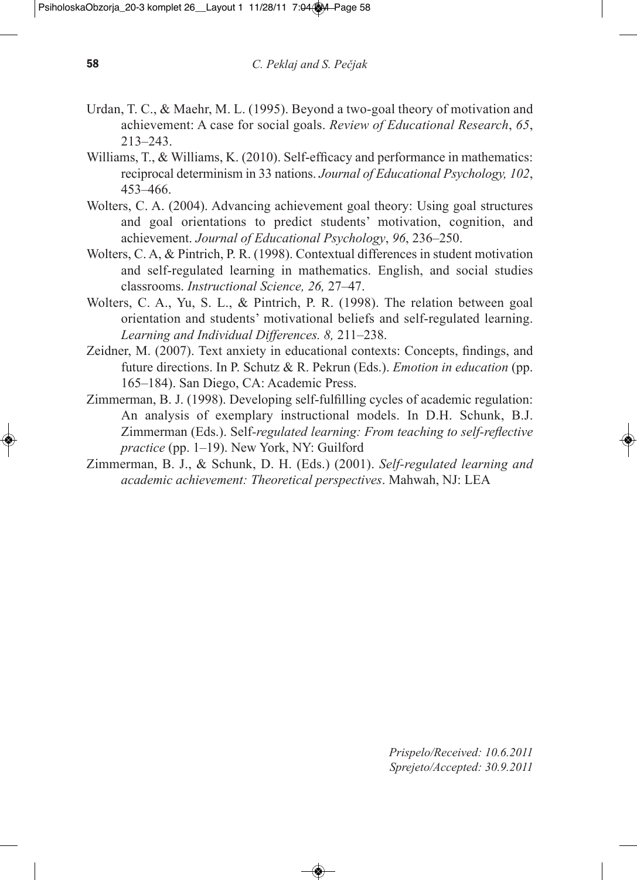Urdan, T. C., & Maehr, M. L. (1995). Beyond a two-goal theory of motivation and achievement: A case for social goals. *Review of Educational Research*, *65*, 213–243.

Williams, T., & Williams, K. (2010). Self-efficacy and performance in mathematics: reciprocal determinism in 33 nations. *Journal of Educational Psychology, 102*, 453–466.

Wolters, C. A. (2004). Advancing achievement goal theory: Using goal structures and goal orientations to predict students' motivation, cognition, and achievement. *Journal of Educational Psychology*, *96*, 236–250.

Wolters, C. A, & Pintrich, P. R. (1998). Contextual differences in student motivation and self-regulated learning in mathematics. English, and social studies classrooms. *Instructional Science, 26,* 27–47.

Wolters, C. A., Yu, S. L., & Pintrich, P. R. (1998). The relation between goal orientation and students' motivational beliefs and self-regulated learning. *Learning and Individual Differences. 8,* 211–238.

Zeidner, M. (2007). Text anxiety in educational contexts: Concepts, findings, and future directions. In P. Schutz & R. Pekrun (Eds.). *Emotion in education* (pp. 165–184). San Diego, CA: Academic Press.

Zimmerman, B. J. (1998). Developing self-fulfilling cycles of academic regulation: An analysis of exemplary instructional models. In D.H. Schunk, B.J. Zimmerman (Eds.). Self-*regulated learning: From teaching to self-reflective practice* (pp. 1–19). New York, NY: Guilford

Zimmerman, B. J., & Schunk, D. H. (Eds.) (2001). *Self-regulated learning and academic achievement: Theoretical perspectives*. Mahwah, NJ: LEA

*Prispelo/Received: 10.6.2011*
*Sprejeto/Accepted: 30.9.2011*